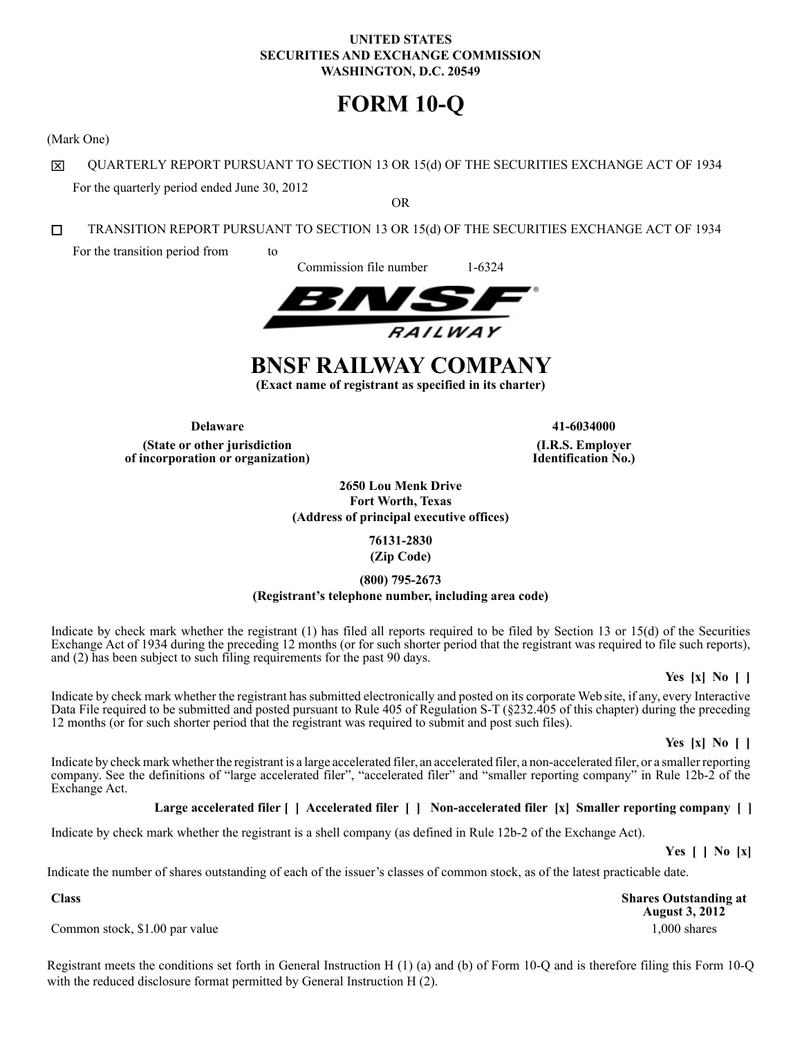**UNITED STATES**
**SECURITIES AND EXCHANGE COMMISSION**
**WASHINGTON, D.C. 20549**

# FORM 10-Q

(Mark One)

☒ QUARTERLY REPORT PURSUANT TO SECTION 13 OR 15(d) OF THE SECURITIES EXCHANGE ACT OF 1934

For the quarterly period ended June 30, 2012

OR

☐ TRANSITION REPORT PURSUANT TO SECTION 13 OR 15(d) OF THE SECURITIES EXCHANGE ACT OF 1934

For the transition period from to

Commission file number 1-6324

# BNSF RAILWAY COMPANY

**(Exact name of registrant as specified in its charter)**

| **Delaware** | **41-6034000** |
|---|---|
| **(State or other jurisdiction of incorporation or organization)** | **(I.R.S. Employer Identification No.)** |

**2650 Lou Menk Drive**
**Fort Worth, Texas**
**(Address of principal executive offices)**

**76131-2830**
**(Zip Code)**

**(800) 795-2673**
**(Registrant's telephone number, including area code)**

Indicate by check mark whether the registrant (1) has filed all reports required to be filed by Section 13 or 15(d) of the Securities Exchange Act of 1934 during the preceding 12 months (or for such shorter period that the registrant was required to file such reports), and (2) has been subject to such filing requirements for the past 90 days.

**Yes [x] No [ ]**

Indicate by check mark whether the registrant has submitted electronically and posted on its corporate Web site, if any, every Interactive Data File required to be submitted and posted pursuant to Rule 405 of Regulation S-T (§232.405 of this chapter) during the preceding 12 months (or for such shorter period that the registrant was required to submit and post such files).

**Yes [x] No [ ]**

Indicate by check mark whether the registrant is a large accelerated filer, an accelerated filer, a non-accelerated filer, or a smaller reporting company. See the definitions of "large accelerated filer", "accelerated filer" and "smaller reporting company" in Rule 12b-2 of the Exchange Act.

**Large accelerated filer [ ] Accelerated filer [ ] Non-accelerated filer [x] Smaller reporting company [ ]**

Indicate by check mark whether the registrant is a shell company (as defined in Rule 12b-2 of the Exchange Act).

**Yes [ ] No [x]**

Indicate the number of shares outstanding of each of the issuer's classes of common stock, as of the latest practicable date.

| **Class** | **Shares Outstanding at August 3, 2012** |
|---|---|
| Common stock, $1.00 par value | 1,000 shares |

Registrant meets the conditions set forth in General Instruction H (1) (a) and (b) of Form 10-Q and is therefore filing this Form 10-Q with the reduced disclosure format permitted by General Instruction H (2).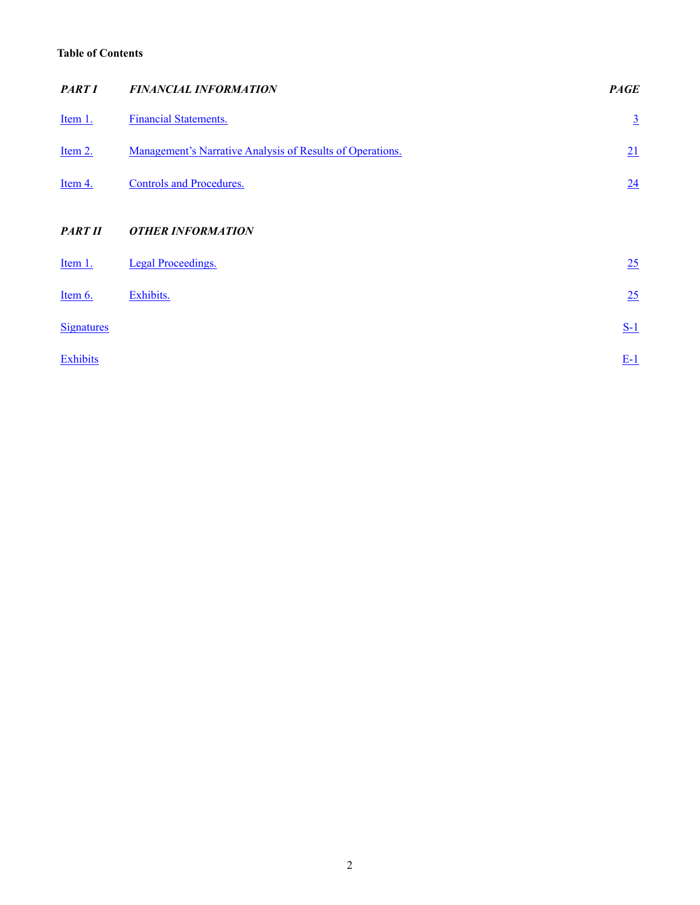**Table of Contents**

| *PART I* | *FINANCIAL INFORMATION* | *PAGE* |
|---|---|---|
| Item 1. | Financial Statements. | 3 |
| Item 2. | Management's Narrative Analysis of Results of Operations. | 21 |
| Item 4. | Controls and Procedures. | 24 |
| *PART II* | *OTHER INFORMATION* | |
| Item 1. | Legal Proceedings. | 25 |
| Item 6. | Exhibits. | 25 |
| Signatures | | S-1 |
| Exhibits | | E-1 |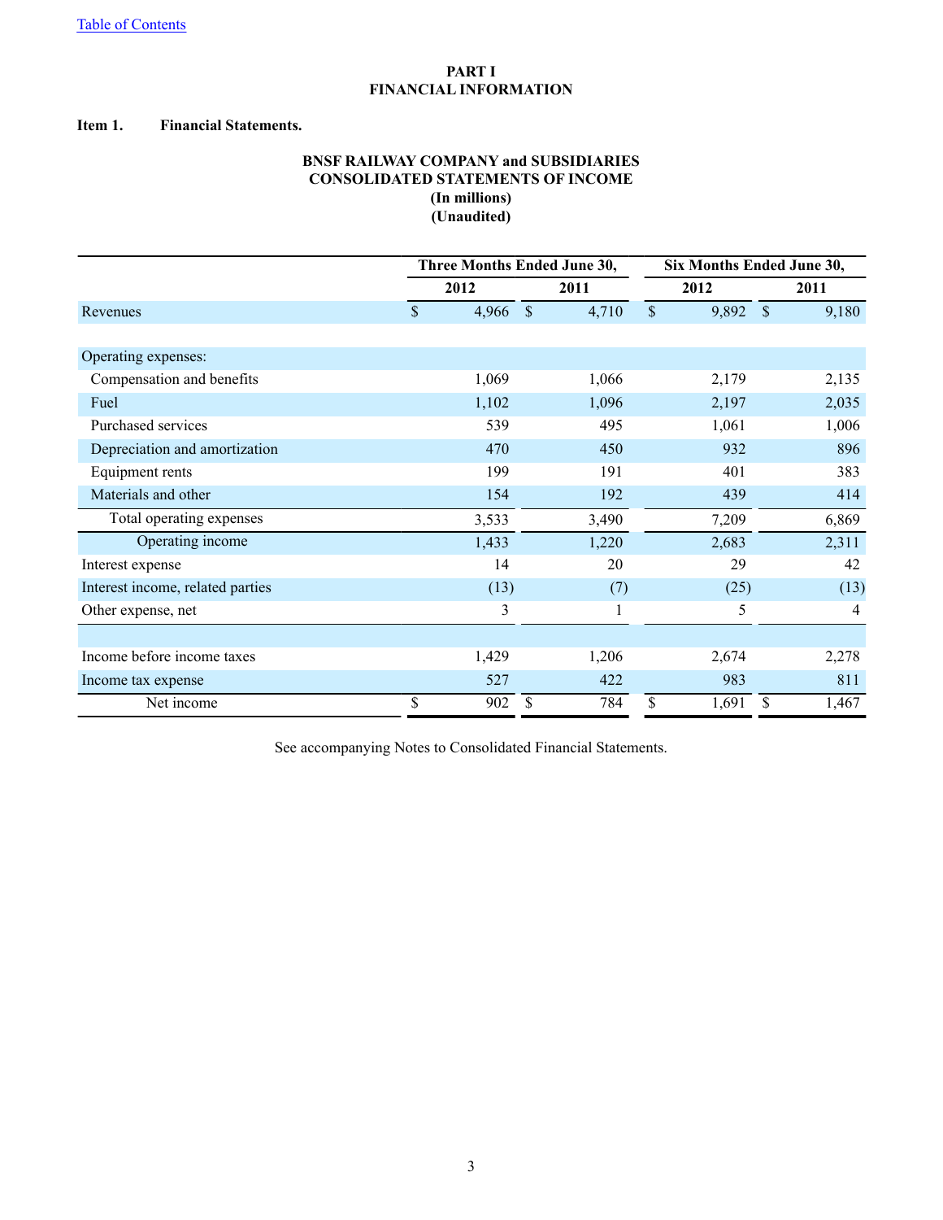[Table of Contents](#)

# PART I
# FINANCIAL INFORMATION

**Item 1. Financial Statements.**

## BNSF RAILWAY COMPANY and SUBSIDIARIES
## CONSOLIDATED STATEMENTS OF INCOME
**(In millions)**
**(Unaudited)**

| | Three Months Ended June 30, | | Six Months Ended June 30, | |
|---|---|---|---|---|
| | 2012 | 2011 | 2012 | 2011 |
| Revenues | $ 4,966 | $ 4,710 | $ 9,892 | $ 9,180 |
| | | | | |
| Operating expenses: | | | | |
| Compensation and benefits | 1,069 | 1,066 | 2,179 | 2,135 |
| Fuel | 1,102 | 1,096 | 2,197 | 2,035 |
| Purchased services | 539 | 495 | 1,061 | 1,006 |
| Depreciation and amortization | 470 | 450 | 932 | 896 |
| Equipment rents | 199 | 191 | 401 | 383 |
| Materials and other | 154 | 192 | 439 | 414 |
| Total operating expenses | 3,533 | 3,490 | 7,209 | 6,869 |
| Operating income | 1,433 | 1,220 | 2,683 | 2,311 |
| Interest expense | 14 | 20 | 29 | 42 |
| Interest income, related parties | (13) | (7) | (25) | (13) |
| Other expense, net | 3 | 1 | 5 | 4 |
| | | | | |
| Income before income taxes | 1,429 | 1,206 | 2,674 | 2,278 |
| Income tax expense | 527 | 422 | 983 | 811 |
| Net income | $ 902 | $ 784 | $ 1,691 | $ 1,467 |

See accompanying Notes to Consolidated Financial Statements.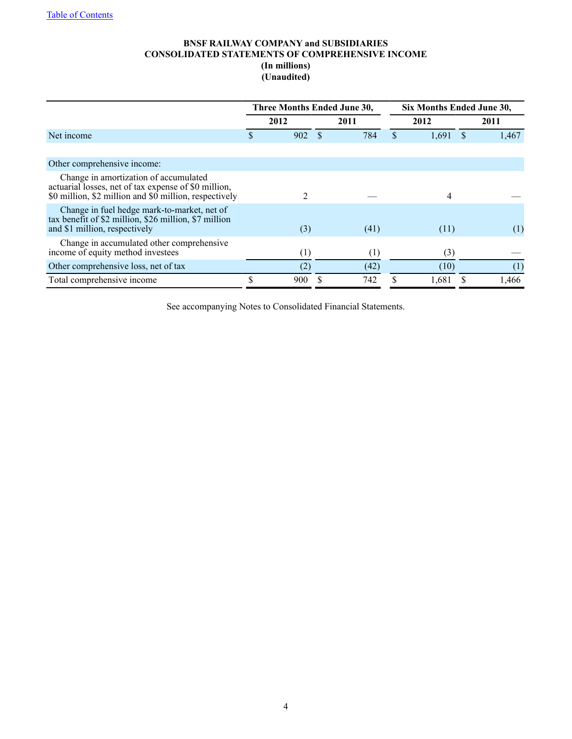# BNSF RAILWAY COMPANY and SUBSIDIARIES
## CONSOLIDATED STATEMENTS OF COMPREHENSIVE INCOME
**(In millions)**
**(Unaudited)**

| | Three Months Ended June 30, | | Six Months Ended June 30, | |
|---|---|---|---|---|
| | 2012 | 2011 | 2012 | 2011 |
| Net income | $ 902 | $ 784 | $ 1,691 | $ 1,467 |
| | | | | |
| Other comprehensive income: | | | | |
| Change in amortization of accumulated actuarial losses, net of tax expense of $0 million, $0 million, $2 million and $0 million, respectively | 2 | — | 4 | — |
| Change in fuel hedge mark-to-market, net of tax benefit of $2 million, $26 million, $7 million and $1 million, respectively | (3) | (41) | (11) | (1) |
| Change in accumulated other comprehensive income of equity method investees | (1) | (1) | (3) | — |
| Other comprehensive loss, net of tax | (2) | (42) | (10) | (1) |
| Total comprehensive income | $ 900 | $ 742 | $ 1,681 | $ 1,466 |

See accompanying Notes to Consolidated Financial Statements.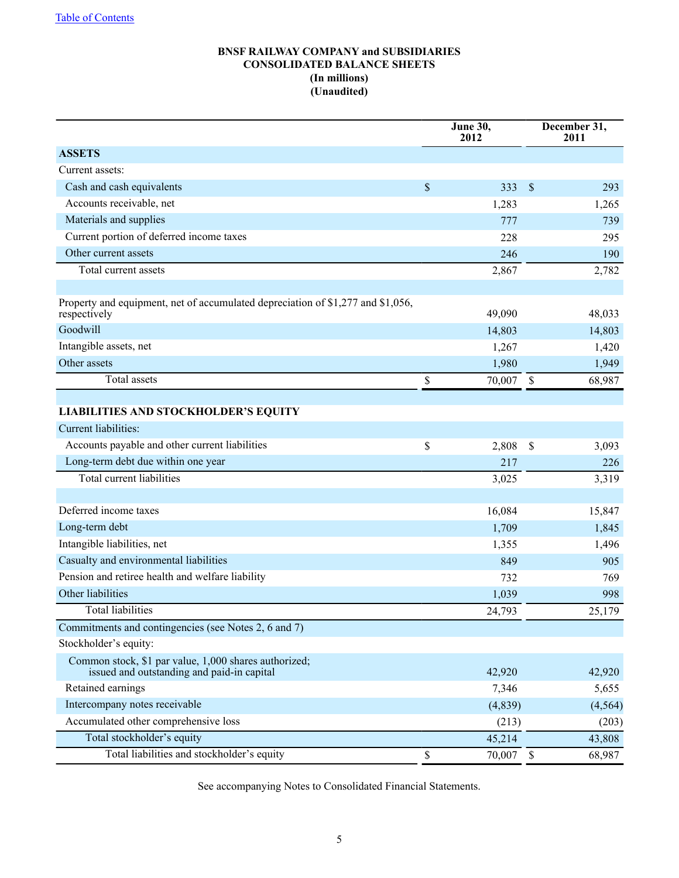[Table of Contents]

**BNSF RAILWAY COMPANY and SUBSIDIARIES**
**CONSOLIDATED BALANCE SHEETS**
**(In millions)**
**(Unaudited)**

| | June 30, 2012 | December 31, 2011 |
|---|---|---|
| **ASSETS** | | |
| Current assets: | | |
| Cash and cash equivalents | $ 333 | $ 293 |
| Accounts receivable, net | 1,283 | 1,265 |
| Materials and supplies | 777 | 739 |
| Current portion of deferred income taxes | 228 | 295 |
| Other current assets | 246 | 190 |
| Total current assets | 2,867 | 2,782 |
| | | |
| Property and equipment, net of accumulated depreciation of $1,277 and $1,056, respectively | 49,090 | 48,033 |
| Goodwill | 14,803 | 14,803 |
| Intangible assets, net | 1,267 | 1,420 |
| Other assets | 1,980 | 1,949 |
| Total assets | $ 70,007 | $ 68,987 |
| | | |
| **LIABILITIES AND STOCKHOLDER'S EQUITY** | | |
| Current liabilities: | | |
| Accounts payable and other current liabilities | $ 2,808 | $ 3,093 |
| Long-term debt due within one year | 217 | 226 |
| Total current liabilities | 3,025 | 3,319 |
| | | |
| Deferred income taxes | 16,084 | 15,847 |
| Long-term debt | 1,709 | 1,845 |
| Intangible liabilities, net | 1,355 | 1,496 |
| Casualty and environmental liabilities | 849 | 905 |
| Pension and retiree health and welfare liability | 732 | 769 |
| Other liabilities | 1,039 | 998 |
| Total liabilities | 24,793 | 25,179 |
| Commitments and contingencies (see Notes 2, 6 and 7) | | |
| Stockholder's equity: | | |
| Common stock, $1 par value, 1,000 shares authorized; issued and outstanding and paid-in capital | 42,920 | 42,920 |
| Retained earnings | 7,346 | 5,655 |
| Intercompany notes receivable | (4,839) | (4,564) |
| Accumulated other comprehensive loss | (213) | (203) |
| Total stockholder's equity | 45,214 | 43,808 |
| Total liabilities and stockholder's equity | $ 70,007 | $ 68,987 |

See accompanying Notes to Consolidated Financial Statements.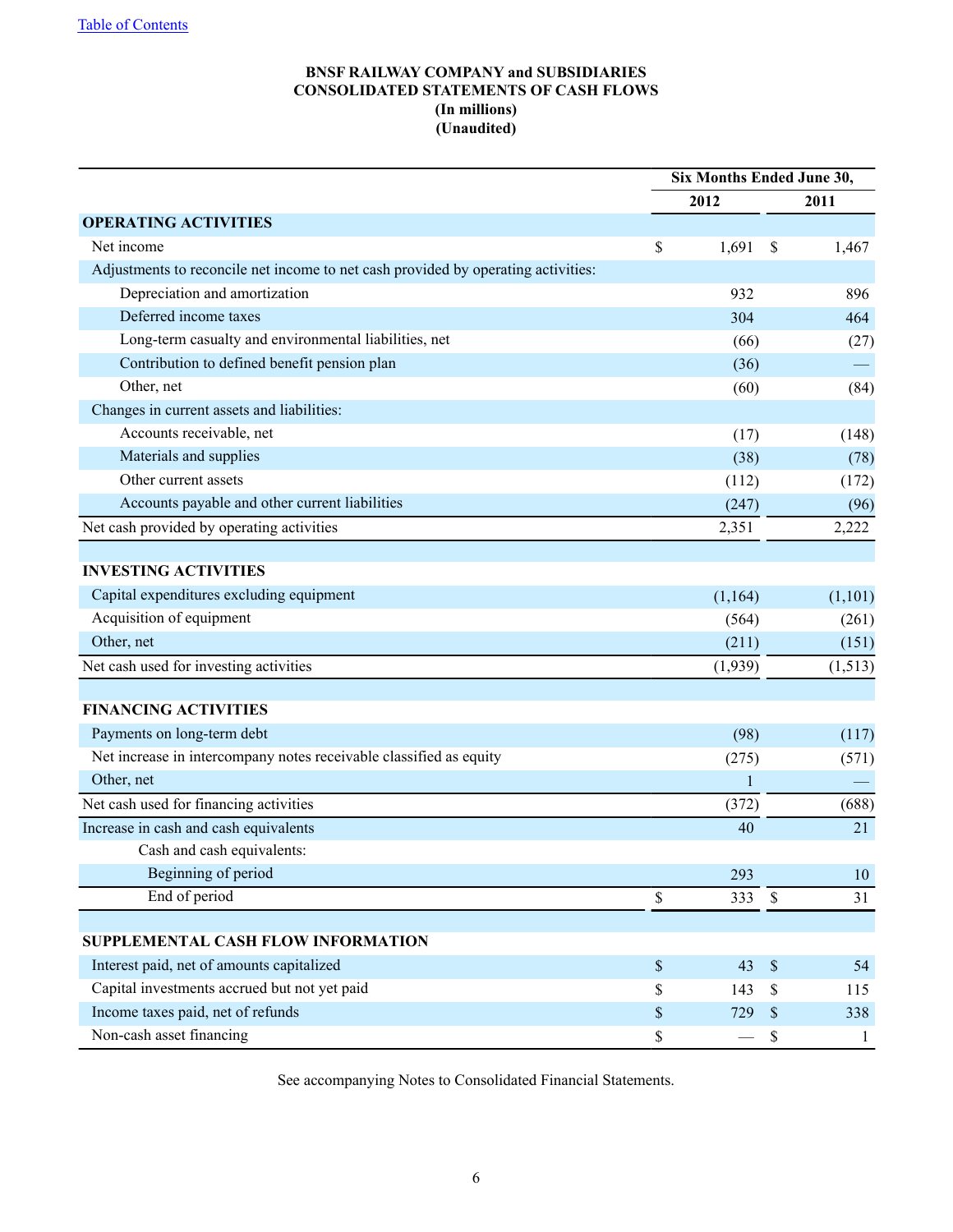[Table of Contents](#)

# BNSF RAILWAY COMPANY and SUBSIDIARIES
## CONSOLIDATED STATEMENTS OF CASH FLOWS
**(In millions)**
**(Unaudited)**

| | Six Months Ended June 30, | |
|---|---|---|
| | 2012 | 2011 |
| **OPERATING ACTIVITIES** | | |
| Net income | $ 1,691 | $ 1,467 |
| Adjustments to reconcile net income to net cash provided by operating activities: | | |
| Depreciation and amortization | 932 | 896 |
| Deferred income taxes | 304 | 464 |
| Long-term casualty and environmental liabilities, net | (66) | (27) |
| Contribution to defined benefit pension plan | (36) | — |
| Other, net | (60) | (84) |
| Changes in current assets and liabilities: | | |
| Accounts receivable, net | (17) | (148) |
| Materials and supplies | (38) | (78) |
| Other current assets | (112) | (172) |
| Accounts payable and other current liabilities | (247) | (96) |
| Net cash provided by operating activities | 2,351 | 2,222 |
| | | |
| **INVESTING ACTIVITIES** | | |
| Capital expenditures excluding equipment | (1,164) | (1,101) |
| Acquisition of equipment | (564) | (261) |
| Other, net | (211) | (151) |
| Net cash used for investing activities | (1,939) | (1,513) |
| | | |
| **FINANCING ACTIVITIES** | | |
| Payments on long-term debt | (98) | (117) |
| Net increase in intercompany notes receivable classified as equity | (275) | (571) |
| Other, net | 1 | — |
| Net cash used for financing activities | (372) | (688) |
| Increase in cash and cash equivalents | 40 | 21 |
| Cash and cash equivalents: | | |
| Beginning of period | 293 | 10 |
| End of period | $ 333 | $ 31 |
| | | |
| **SUPPLEMENTAL CASH FLOW INFORMATION** | | |
| Interest paid, net of amounts capitalized | $ 43 | $ 54 |
| Capital investments accrued but not yet paid | $ 143 | $ 115 |
| Income taxes paid, net of refunds | $ 729 | $ 338 |
| Non-cash asset financing | $ — | $ 1 |

See accompanying Notes to Consolidated Financial Statements.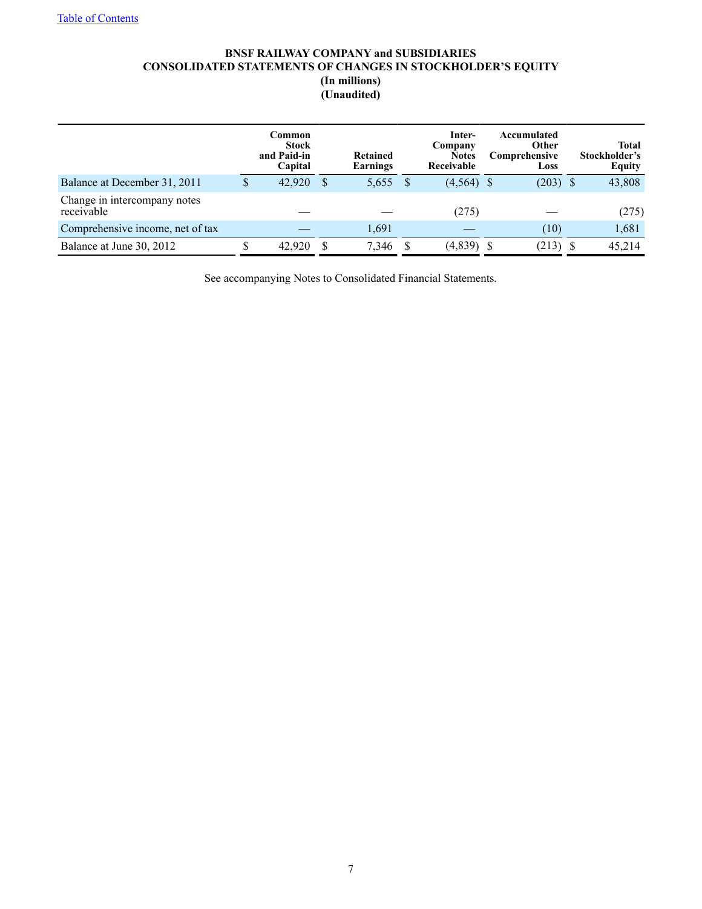[Table of Contents]

**BNSF RAILWAY COMPANY and SUBSIDIARIES**
**CONSOLIDATED STATEMENTS OF CHANGES IN STOCKHOLDER'S EQUITY**
**(In millions)**
**(Unaudited)**

| | Common Stock and Paid-in Capital | Retained Earnings | Inter-Company Notes Receivable | Accumulated Other Comprehensive Loss | Total Stockholder's Equity |
|---|---|---|---|---|---|
| Balance at December 31, 2011 | $ 42,920 | $ 5,655 | $ (4,564) | $ (203) | $ 43,808 |
| Change in intercompany notes receivable | — | — | (275) | — | (275) |
| Comprehensive income, net of tax | — | 1,691 | — | (10) | 1,681 |
| Balance at June 30, 2012 | $ 42,920 | $ 7,346 | $ (4,839) | $ (213) | $ 45,214 |

See accompanying Notes to Consolidated Financial Statements.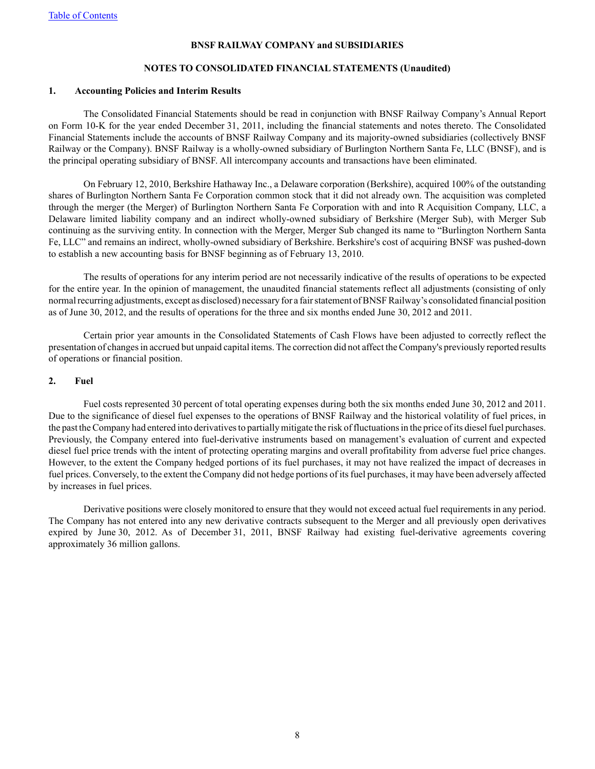**BNSF RAILWAY COMPANY and SUBSIDIARIES**

**NOTES TO CONSOLIDATED FINANCIAL STATEMENTS (Unaudited)**

## 1. Accounting Policies and Interim Results

The Consolidated Financial Statements should be read in conjunction with BNSF Railway Company's Annual Report on Form 10-K for the year ended December 31, 2011, including the financial statements and notes thereto. The Consolidated Financial Statements include the accounts of BNSF Railway Company and its majority-owned subsidiaries (collectively BNSF Railway or the Company). BNSF Railway is a wholly-owned subsidiary of Burlington Northern Santa Fe, LLC (BNSF), and is the principal operating subsidiary of BNSF. All intercompany accounts and transactions have been eliminated.

On February 12, 2010, Berkshire Hathaway Inc., a Delaware corporation (Berkshire), acquired 100% of the outstanding shares of Burlington Northern Santa Fe Corporation common stock that it did not already own. The acquisition was completed through the merger (the Merger) of Burlington Northern Santa Fe Corporation with and into R Acquisition Company, LLC, a Delaware limited liability company and an indirect wholly-owned subsidiary of Berkshire (Merger Sub), with Merger Sub continuing as the surviving entity. In connection with the Merger, Merger Sub changed its name to "Burlington Northern Santa Fe, LLC" and remains an indirect, wholly-owned subsidiary of Berkshire. Berkshire's cost of acquiring BNSF was pushed-down to establish a new accounting basis for BNSF beginning as of February 13, 2010.

The results of operations for any interim period are not necessarily indicative of the results of operations to be expected for the entire year. In the opinion of management, the unaudited financial statements reflect all adjustments (consisting of only normal recurring adjustments, except as disclosed) necessary for a fair statement of BNSF Railway's consolidated financial position as of June 30, 2012, and the results of operations for the three and six months ended June 30, 2012 and 2011.

Certain prior year amounts in the Consolidated Statements of Cash Flows have been adjusted to correctly reflect the presentation of changes in accrued but unpaid capital items. The correction did not affect the Company's previously reported results of operations or financial position.

## 2. Fuel

Fuel costs represented 30 percent of total operating expenses during both the six months ended June 30, 2012 and 2011. Due to the significance of diesel fuel expenses to the operations of BNSF Railway and the historical volatility of fuel prices, in the past the Company had entered into derivatives to partially mitigate the risk of fluctuations in the price of its diesel fuel purchases. Previously, the Company entered into fuel-derivative instruments based on management's evaluation of current and expected diesel fuel price trends with the intent of protecting operating margins and overall profitability from adverse fuel price changes. However, to the extent the Company hedged portions of its fuel purchases, it may not have realized the impact of decreases in fuel prices. Conversely, to the extent the Company did not hedge portions of its fuel purchases, it may have been adversely affected by increases in fuel prices.

Derivative positions were closely monitored to ensure that they would not exceed actual fuel requirements in any period. The Company has not entered into any new derivative contracts subsequent to the Merger and all previously open derivatives expired by June 30, 2012. As of December 31, 2011, BNSF Railway had existing fuel-derivative agreements covering approximately 36 million gallons.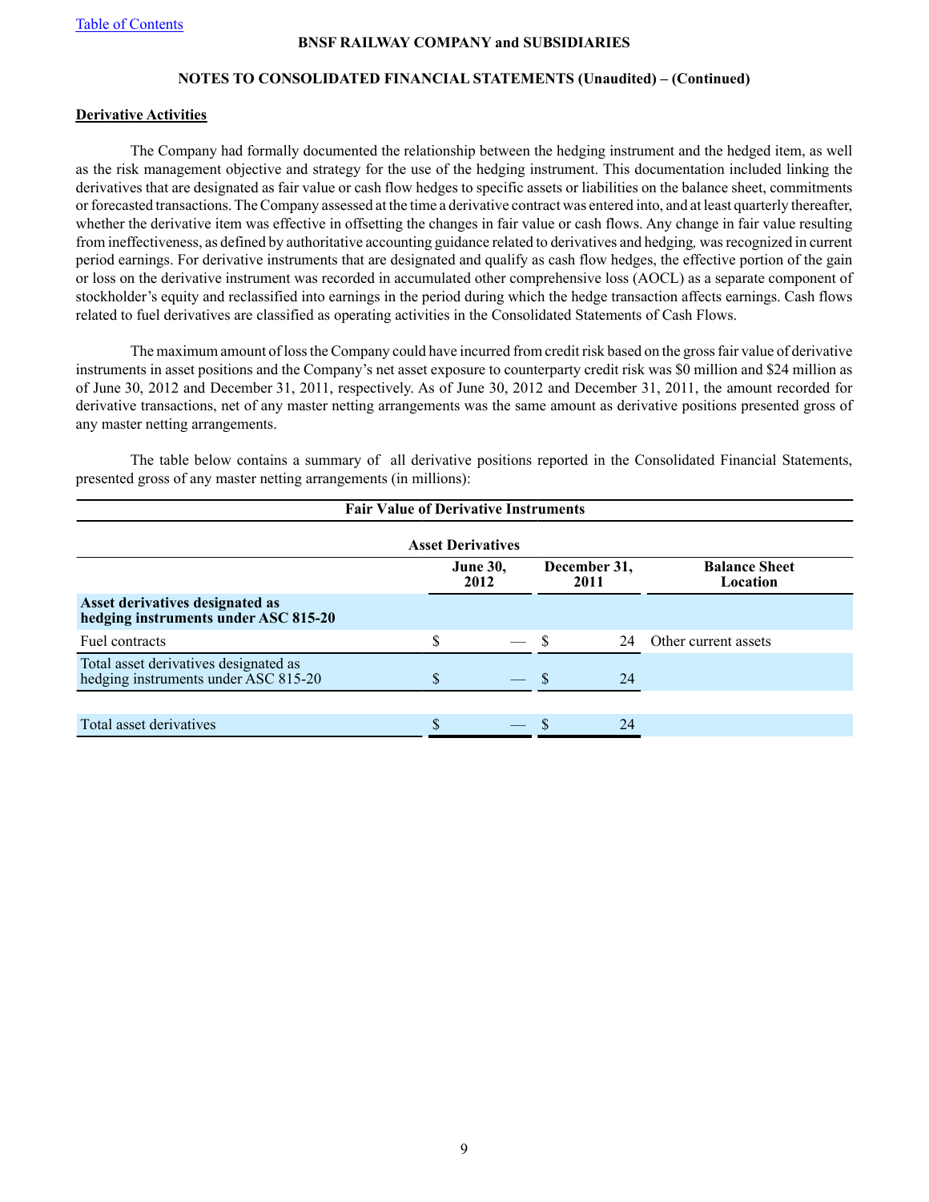BNSF RAILWAY COMPANY and SUBSIDIARIES

NOTES TO CONSOLIDATED FINANCIAL STATEMENTS (Unaudited) – (Continued)

**Derivative Activities**

The Company had formally documented the relationship between the hedging instrument and the hedged item, as well as the risk management objective and strategy for the use of the hedging instrument. This documentation included linking the derivatives that are designated as fair value or cash flow hedges to specific assets or liabilities on the balance sheet, commitments or forecasted transactions. The Company assessed at the time a derivative contract was entered into, and at least quarterly thereafter, whether the derivative item was effective in offsetting the changes in fair value or cash flows. Any change in fair value resulting from ineffectiveness, as defined by authoritative accounting guidance related to derivatives and hedging, was recognized in current period earnings. For derivative instruments that are designated and qualify as cash flow hedges, the effective portion of the gain or loss on the derivative instrument was recorded in accumulated other comprehensive loss (AOCL) as a separate component of stockholder's equity and reclassified into earnings in the period during which the hedge transaction affects earnings. Cash flows related to fuel derivatives are classified as operating activities in the Consolidated Statements of Cash Flows.

The maximum amount of loss the Company could have incurred from credit risk based on the gross fair value of derivative instruments in asset positions and the Company's net asset exposure to counterparty credit risk was $0 million and $24 million as of June 30, 2012 and December 31, 2011, respectively. As of June 30, 2012 and December 31, 2011, the amount recorded for derivative transactions, net of any master netting arrangements was the same amount as derivative positions presented gross of any master netting arrangements.

The table below contains a summary of all derivative positions reported in the Consolidated Financial Statements, presented gross of any master netting arrangements (in millions):

**Fair Value of Derivative Instruments**

| Asset Derivatives | June 30, 2012 | December 31, 2011 | Balance Sheet Location |
|---|---|---|---|
| **Asset derivatives designated as hedging instruments under ASC 815-20** | | | |
| Fuel contracts | $ — | $ 24 | Other current assets |
| Total asset derivatives designated as hedging instruments under ASC 815-20 | $ — | $ 24 | |
| Total asset derivatives | $ — | $ 24 | |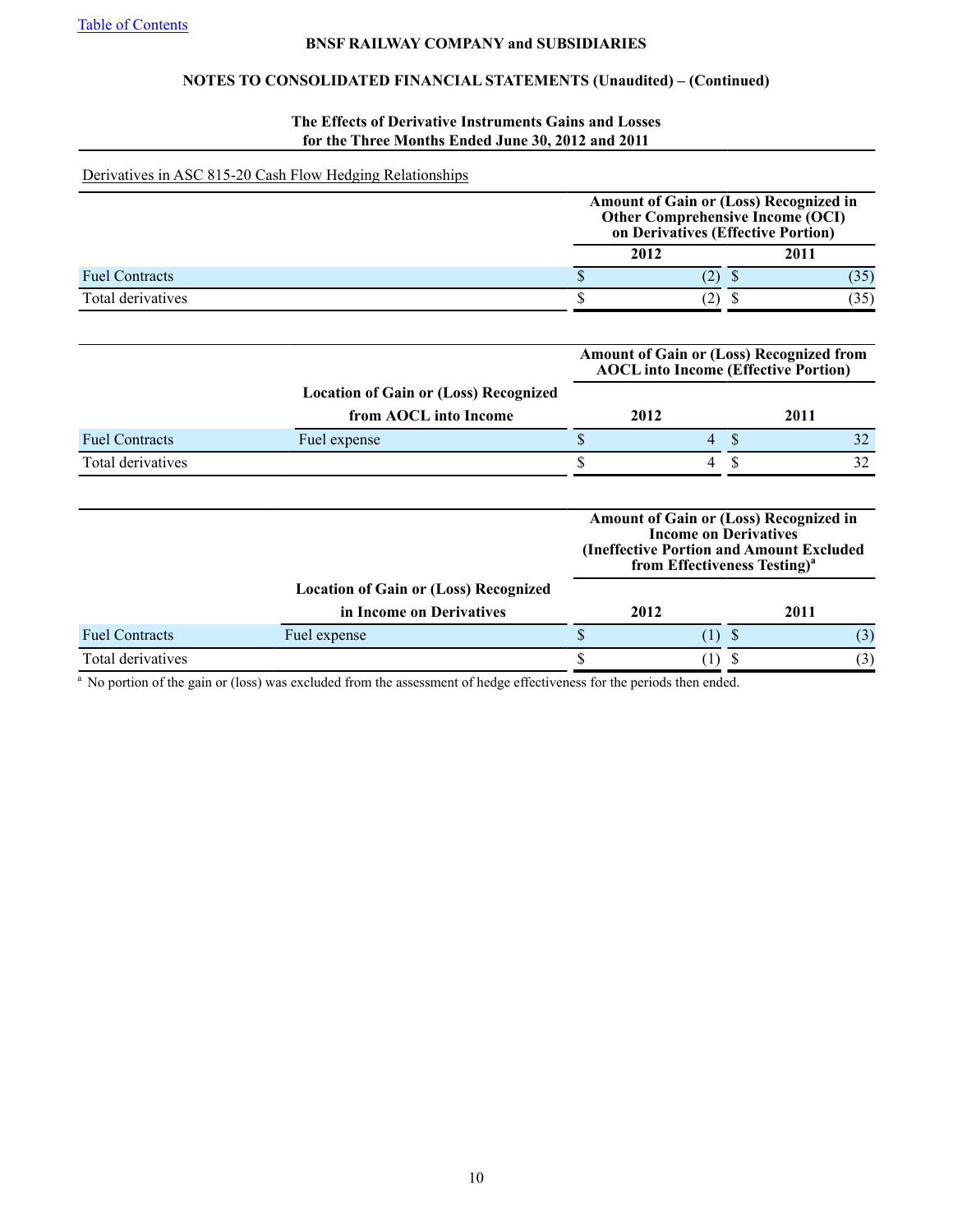Table of Contents

**BNSF RAILWAY COMPANY and SUBSIDIARIES**

**NOTES TO CONSOLIDATED FINANCIAL STATEMENTS (Unaudited) – (Continued)**

**The Effects of Derivative Instruments Gains and Losses for the Three Months Ended June 30, 2012 and 2011**

Derivatives in ASC 815-20 Cash Flow Hedging Relationships

| | Amount of Gain or (Loss) Recognized in Other Comprehensive Income (OCI) on Derivatives (Effective Portion) | |
|---|---|---|
| | 2012 | 2011 |
| Fuel Contracts | $ (2) | $ (35) |
| Total derivatives | $ (2) | $ (35) |

| | Location of Gain or (Loss) Recognized from AOCL into Income | Amount of Gain or (Loss) Recognized from AOCL into Income (Effective Portion) | |
|---|---|---|---|
| | | 2012 | 2011 |
| Fuel Contracts | Fuel expense | $ 4 | $ 32 |
| Total derivatives | | $ 4 | $ 32 |

| | Location of Gain or (Loss) Recognized in Income on Derivatives | Amount of Gain or (Loss) Recognized in Income on Derivatives (Ineffective Portion and Amount Excluded from Effectiveness Testing)[a] | |
|---|---|---|---|
| | | 2012 | 2011 |
| Fuel Contracts | Fuel expense | $ (1) | $ (3) |
| Total derivatives | | $ (1) | $ (3) |

[a] No portion of the gain or (loss) was excluded from the assessment of hedge effectiveness for the periods then ended.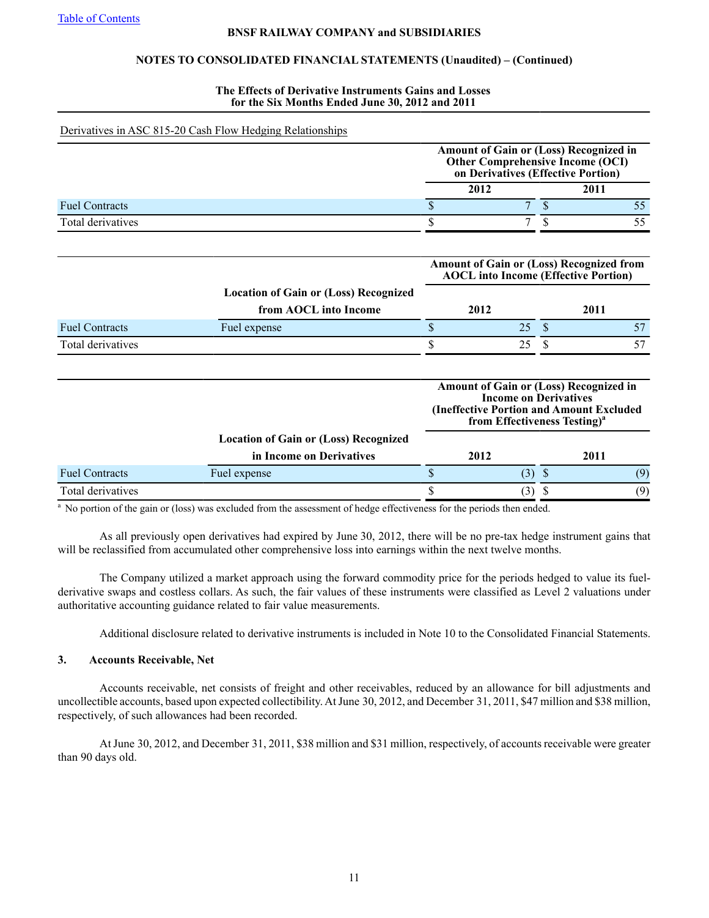**BNSF RAILWAY COMPANY and SUBSIDIARIES**

**NOTES TO CONSOLIDATED FINANCIAL STATEMENTS (Unaudited) – (Continued)**

**The Effects of Derivative Instruments Gains and Losses for the Six Months Ended June 30, 2012 and 2011**

Derivatives in ASC 815-20 Cash Flow Hedging Relationships

| | Amount of Gain or (Loss) Recognized in Other Comprehensive Income (OCI) on Derivatives (Effective Portion) | |
|---|---|---|
| | 2012 | 2011 |
| Fuel Contracts | $ 7 | $ 55 |
| Total derivatives | $ 7 | $ 55 |

| | Location of Gain or (Loss) Recognized from AOCL into Income | Amount of Gain or (Loss) Recognized from AOCL into Income (Effective Portion) | |
|---|---|---|---|
| | | 2012 | 2011 |
| Fuel Contracts | Fuel expense | $ 25 | $ 57 |
| Total derivatives | | $ 25 | $ 57 |

| | Location of Gain or (Loss) Recognized in Income on Derivatives | Amount of Gain or (Loss) Recognized in Income on Derivatives (Ineffective Portion and Amount Excluded from Effectiveness Testing)[a] | |
|---|---|---|---|
| | | 2012 | 2011 |
| Fuel Contracts | Fuel expense | $ (3) | $ (9) |
| Total derivatives | | $ (3) | $ (9) |

[a] No portion of the gain or (loss) was excluded from the assessment of hedge effectiveness for the periods then ended.

As all previously open derivatives had expired by June 30, 2012, there will be no pre-tax hedge instrument gains that will be reclassified from accumulated other comprehensive loss into earnings within the next twelve months.

The Company utilized a market approach using the forward commodity price for the periods hedged to value its fuel-derivative swaps and costless collars. As such, the fair values of these instruments were classified as Level 2 valuations under authoritative accounting guidance related to fair value measurements.

Additional disclosure related to derivative instruments is included in Note 10 to the Consolidated Financial Statements.

### 3. Accounts Receivable, Net

Accounts receivable, net consists of freight and other receivables, reduced by an allowance for bill adjustments and uncollectible accounts, based upon expected collectibility. At June 30, 2012, and December 31, 2011, $47 million and $38 million, respectively, of such allowances had been recorded.

At June 30, 2012, and December 31, 2011, $38 million and $31 million, respectively, of accounts receivable were greater than 90 days old.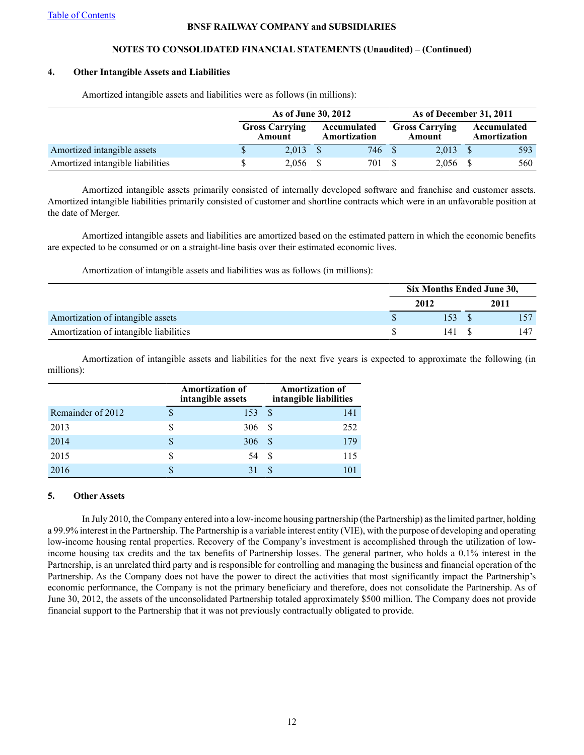## 4. Other Intangible Assets and Liabilities

Amortized intangible assets and liabilities were as follows (in millions):

| | As of June 30, 2012 | | As of December 31, 2011 | |
|---|---|---|---|---|
| | Gross Carrying Amount | Accumulated Amortization | Gross Carrying Amount | Accumulated Amortization |
| Amortized intangible assets | $ 2,013 | $ 746 | $ 2,013 | $ 593 |
| Amortized intangible liabilities | $ 2,056 | $ 701 | $ 2,056 | $ 560 |

Amortized intangible assets primarily consisted of internally developed software and franchise and customer assets. Amortized intangible liabilities primarily consisted of customer and shortline contracts which were in an unfavorable position at the date of Merger.

Amortized intangible assets and liabilities are amortized based on the estimated pattern in which the economic benefits are expected to be consumed or on a straight-line basis over their estimated economic lives.

Amortization of intangible assets and liabilities was as follows (in millions):

| | Six Months Ended June 30, | |
|---|---|---|
| | 2012 | 2011 |
| Amortization of intangible assets | $ 153 | $ 157 |
| Amortization of intangible liabilities | $ 141 | $ 147 |

Amortization of intangible assets and liabilities for the next five years is expected to approximate the following (in millions):

| | Amortization of intangible assets | Amortization of intangible liabilities |
|---|---|---|
| Remainder of 2012 | $ 153 | $ 141 |
| 2013 | $ 306 | $ 252 |
| 2014 | $ 306 | $ 179 |
| 2015 | $ 54 | $ 115 |
| 2016 | $ 31 | $ 101 |

## 5. Other Assets

In July 2010, the Company entered into a low-income housing partnership (the Partnership) as the limited partner, holding a 99.9% interest in the Partnership. The Partnership is a variable interest entity (VIE), with the purpose of developing and operating low-income housing rental properties. Recovery of the Company's investment is accomplished through the utilization of low-income housing tax credits and the tax benefits of Partnership losses. The general partner, who holds a 0.1% interest in the Partnership, is an unrelated third party and is responsible for controlling and managing the business and financial operation of the Partnership. As the Company does not have the power to direct the activities that most significantly impact the Partnership's economic performance, the Company is not the primary beneficiary and therefore, does not consolidate the Partnership. As of June 30, 2012, the assets of the unconsolidated Partnership totaled approximately $500 million. The Company does not provide financial support to the Partnership that it was not previously contractually obligated to provide.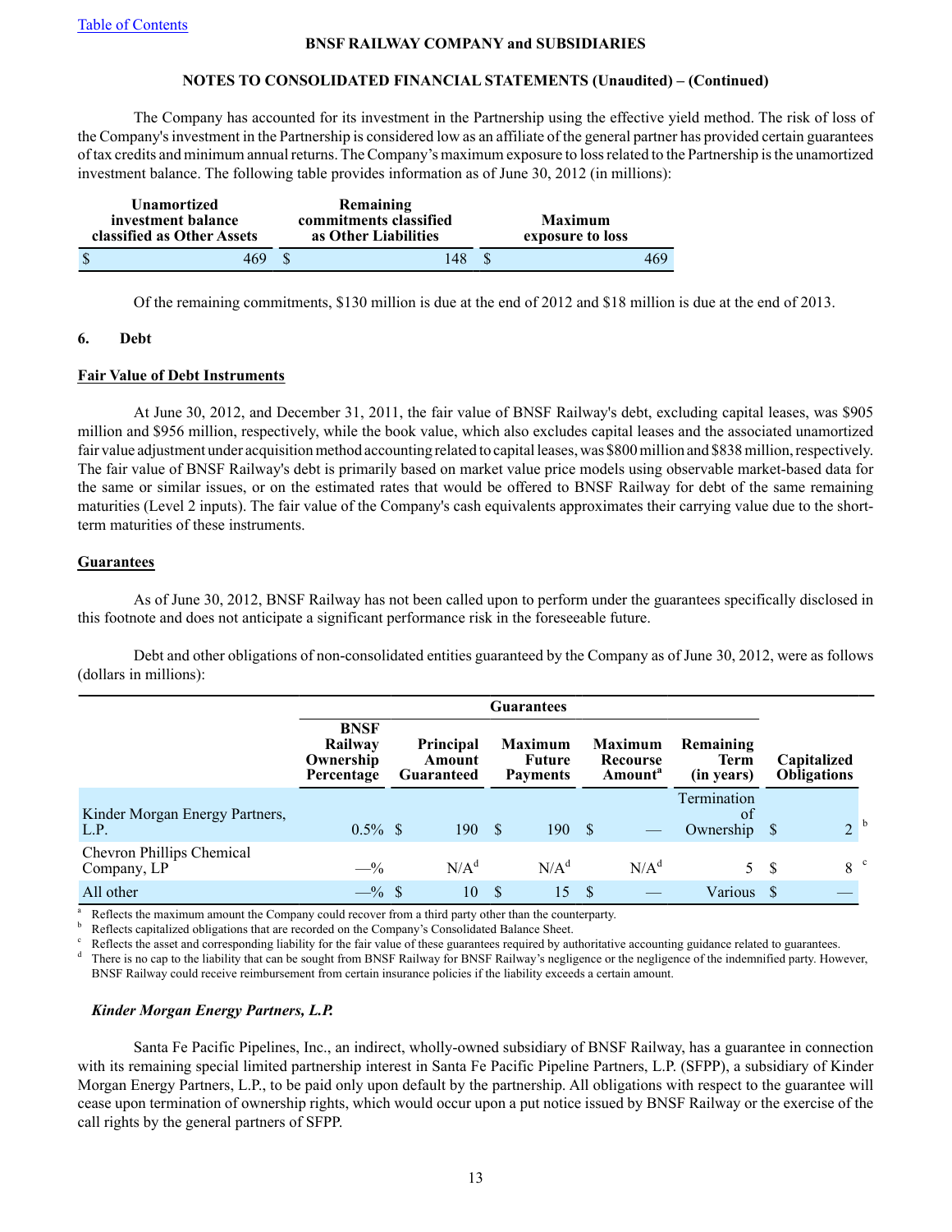The Company has accounted for its investment in the Partnership using the effective yield method. The risk of loss of the Company's investment in the Partnership is considered low as an affiliate of the general partner has provided certain guarantees of tax credits and minimum annual returns. The Company's maximum exposure to loss related to the Partnership is the unamortized investment balance. The following table provides information as of June 30, 2012 (in millions):

| Unamortized investment balance classified as Other Assets | Remaining commitments classified as Other Liabilities | Maximum exposure to loss |
|---|---|---|
| $ 469 | $ 148 | $ 469 |

Of the remaining commitments, $130 million is due at the end of 2012 and $18 million is due at the end of 2013.

## 6. Debt

**Fair Value of Debt Instruments**

At June 30, 2012, and December 31, 2011, the fair value of BNSF Railway's debt, excluding capital leases, was $905 million and $956 million, respectively, while the book value, which also excludes capital leases and the associated unamortized fair value adjustment under acquisition method accounting related to capital leases, was $800 million and $838 million, respectively. The fair value of BNSF Railway's debt is primarily based on market value price models using observable market-based data for the same or similar issues, or on the estimated rates that would be offered to BNSF Railway for debt of the same remaining maturities (Level 2 inputs). The fair value of the Company's cash equivalents approximates their carrying value due to the short-term maturities of these instruments.

**Guarantees**

As of June 30, 2012, BNSF Railway has not been called upon to perform under the guarantees specifically disclosed in this footnote and does not anticipate a significant performance risk in the foreseeable future.

Debt and other obligations of non-consolidated entities guaranteed by the Company as of June 30, 2012, were as follows (dollars in millions):

| | Guarantees | | | | | |
|---|---|---|---|---|---|---|
| | BNSF Railway Ownership Percentage | Principal Amount Guaranteed | Maximum Future Payments | Maximum Recourse Amount[a] | Remaining Term (in years) | Capitalized Obligations |
| Kinder Morgan Energy Partners, L.P. | 0.5% | $ 190 | $ 190 | $ — | Termination of Ownership | $ 2 [b] |
| Chevron Phillips Chemical Company, LP | —% | N/A[d] | N/A[d] | N/A[d] | 5 | $ 8 [c] |
| All other | —% | $ 10 | $ 15 | $ — | Various | $ — |

[a] Reflects the maximum amount the Company could recover from a third party other than the counterparty.
[b] Reflects capitalized obligations that are recorded on the Company's Consolidated Balance Sheet.
[c] Reflects the asset and corresponding liability for the fair value of these guarantees required by authoritative accounting guidance related to guarantees.
[d] There is no cap to the liability that can be sought from BNSF Railway for BNSF Railway's negligence or the negligence of the indemnified party. However, BNSF Railway could receive reimbursement from certain insurance policies if the liability exceeds a certain amount.

***Kinder Morgan Energy Partners, L.P.***

Santa Fe Pacific Pipelines, Inc., an indirect, wholly-owned subsidiary of BNSF Railway, has a guarantee in connection with its remaining special limited partnership interest in Santa Fe Pacific Pipeline Partners, L.P. (SFPP), a subsidiary of Kinder Morgan Energy Partners, L.P., to be paid only upon default by the partnership. All obligations with respect to the guarantee will cease upon termination of ownership rights, which would occur upon a put notice issued by BNSF Railway or the exercise of the call rights by the general partners of SFPP.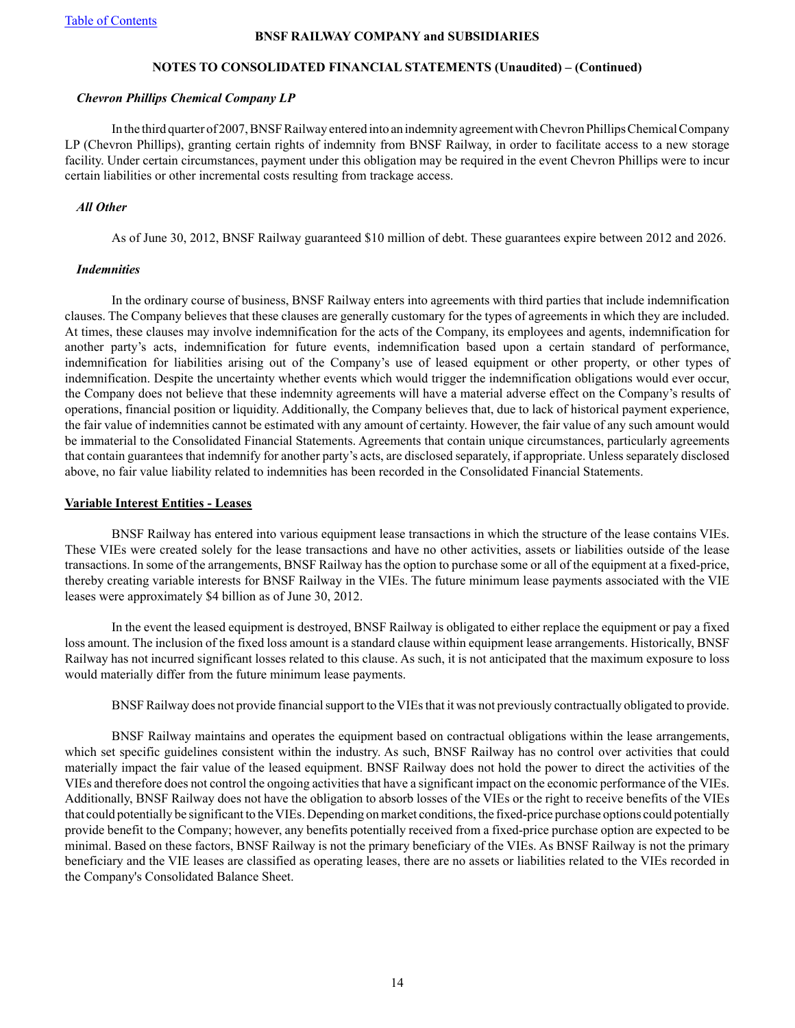***Chevron Phillips Chemical Company LP***

In the third quarter of 2007, BNSF Railway entered into an indemnity agreement with Chevron Phillips Chemical Company LP (Chevron Phillips), granting certain rights of indemnity from BNSF Railway, in order to facilitate access to a new storage facility. Under certain circumstances, payment under this obligation may be required in the event Chevron Phillips were to incur certain liabilities or other incremental costs resulting from trackage access.

***All Other***

As of June 30, 2012, BNSF Railway guaranteed $10 million of debt. These guarantees expire between 2012 and 2026.

***Indemnities***

In the ordinary course of business, BNSF Railway enters into agreements with third parties that include indemnification clauses. The Company believes that these clauses are generally customary for the types of agreements in which they are included. At times, these clauses may involve indemnification for the acts of the Company, its employees and agents, indemnification for another party's acts, indemnification for future events, indemnification based upon a certain standard of performance, indemnification for liabilities arising out of the Company's use of leased equipment or other property, or other types of indemnification. Despite the uncertainty whether events which would trigger the indemnification obligations would ever occur, the Company does not believe that these indemnity agreements will have a material adverse effect on the Company's results of operations, financial position or liquidity. Additionally, the Company believes that, due to lack of historical payment experience, the fair value of indemnities cannot be estimated with any amount of certainty. However, the fair value of any such amount would be immaterial to the Consolidated Financial Statements. Agreements that contain unique circumstances, particularly agreements that contain guarantees that indemnify for another party's acts, are disclosed separately, if appropriate. Unless separately disclosed above, no fair value liability related to indemnities has been recorded in the Consolidated Financial Statements.

**Variable Interest Entities - Leases**

BNSF Railway has entered into various equipment lease transactions in which the structure of the lease contains VIEs. These VIEs were created solely for the lease transactions and have no other activities, assets or liabilities outside of the lease transactions. In some of the arrangements, BNSF Railway has the option to purchase some or all of the equipment at a fixed-price, thereby creating variable interests for BNSF Railway in the VIEs. The future minimum lease payments associated with the VIE leases were approximately $4 billion as of June 30, 2012.

In the event the leased equipment is destroyed, BNSF Railway is obligated to either replace the equipment or pay a fixed loss amount. The inclusion of the fixed loss amount is a standard clause within equipment lease arrangements. Historically, BNSF Railway has not incurred significant losses related to this clause. As such, it is not anticipated that the maximum exposure to loss would materially differ from the future minimum lease payments.

BNSF Railway does not provide financial support to the VIEs that it was not previously contractually obligated to provide.

BNSF Railway maintains and operates the equipment based on contractual obligations within the lease arrangements, which set specific guidelines consistent within the industry. As such, BNSF Railway has no control over activities that could materially impact the fair value of the leased equipment. BNSF Railway does not hold the power to direct the activities of the VIEs and therefore does not control the ongoing activities that have a significant impact on the economic performance of the VIEs. Additionally, BNSF Railway does not have the obligation to absorb losses of the VIEs or the right to receive benefits of the VIEs that could potentially be significant to the VIEs. Depending on market conditions, the fixed-price purchase options could potentially provide benefit to the Company; however, any benefits potentially received from a fixed-price purchase option are expected to be minimal. Based on these factors, BNSF Railway is not the primary beneficiary of the VIEs. As BNSF Railway is not the primary beneficiary and the VIE leases are classified as operating leases, there are no assets or liabilities related to the VIEs recorded in the Company's Consolidated Balance Sheet.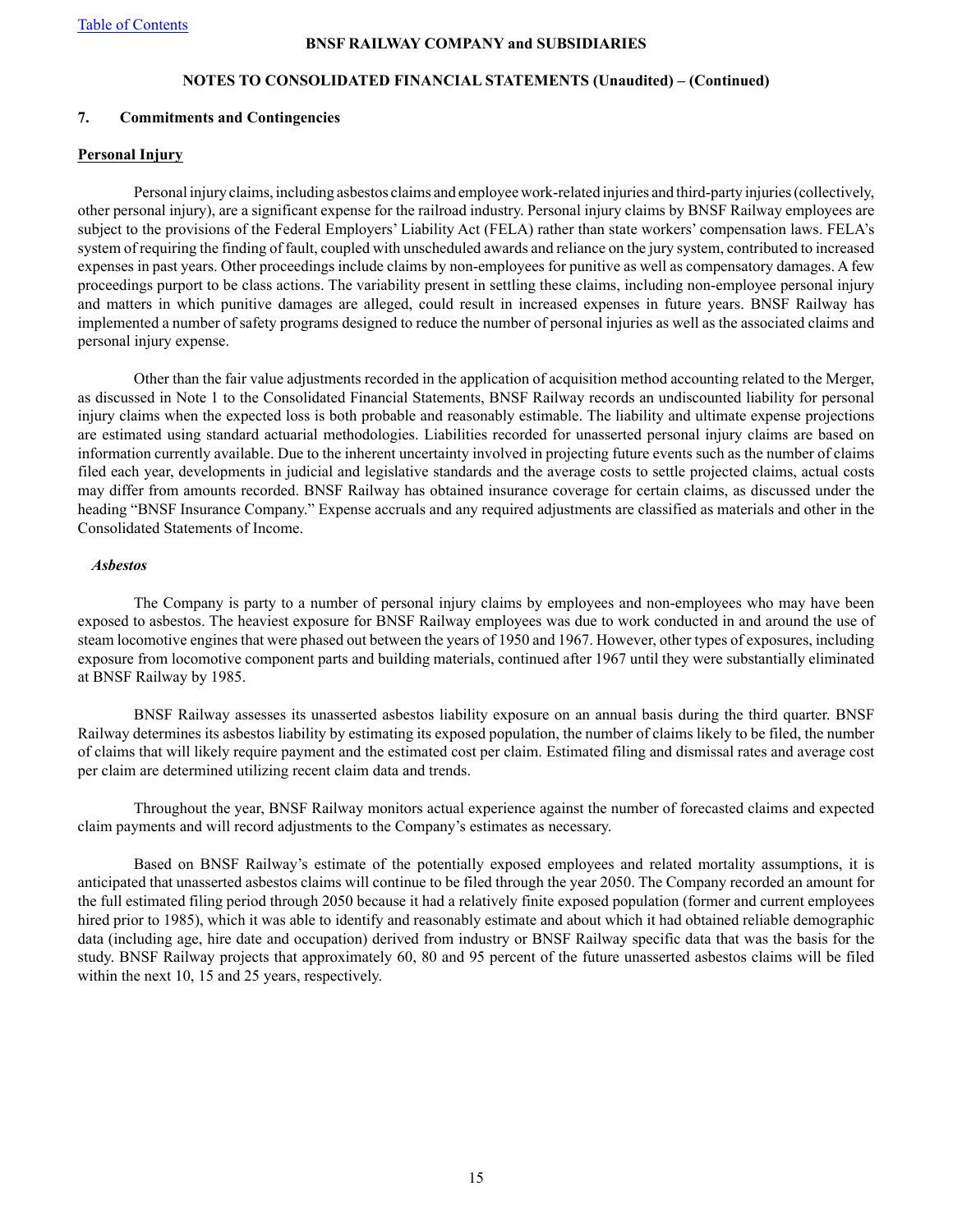## 7. Commitments and Contingencies

### Personal Injury

Personal injury claims, including asbestos claims and employee work-related injuries and third-party injuries (collectively, other personal injury), are a significant expense for the railroad industry. Personal injury claims by BNSF Railway employees are subject to the provisions of the Federal Employers' Liability Act (FELA) rather than state workers' compensation laws. FELA's system of requiring the finding of fault, coupled with unscheduled awards and reliance on the jury system, contributed to increased expenses in past years. Other proceedings include claims by non-employees for punitive as well as compensatory damages. A few proceedings purport to be class actions. The variability present in settling these claims, including non-employee personal injury and matters in which punitive damages are alleged, could result in increased expenses in future years. BNSF Railway has implemented a number of safety programs designed to reduce the number of personal injuries as well as the associated claims and personal injury expense.

Other than the fair value adjustments recorded in the application of acquisition method accounting related to the Merger, as discussed in Note 1 to the Consolidated Financial Statements, BNSF Railway records an undiscounted liability for personal injury claims when the expected loss is both probable and reasonably estimable. The liability and ultimate expense projections are estimated using standard actuarial methodologies. Liabilities recorded for unasserted personal injury claims are based on information currently available. Due to the inherent uncertainty involved in projecting future events such as the number of claims filed each year, developments in judicial and legislative standards and the average costs to settle projected claims, actual costs may differ from amounts recorded. BNSF Railway has obtained insurance coverage for certain claims, as discussed under the heading "BNSF Insurance Company." Expense accruals and any required adjustments are classified as materials and other in the Consolidated Statements of Income.

#### *Asbestos*

The Company is party to a number of personal injury claims by employees and non-employees who may have been exposed to asbestos. The heaviest exposure for BNSF Railway employees was due to work conducted in and around the use of steam locomotive engines that were phased out between the years of 1950 and 1967. However, other types of exposures, including exposure from locomotive component parts and building materials, continued after 1967 until they were substantially eliminated at BNSF Railway by 1985.

BNSF Railway assesses its unasserted asbestos liability exposure on an annual basis during the third quarter. BNSF Railway determines its asbestos liability by estimating its exposed population, the number of claims likely to be filed, the number of claims that will likely require payment and the estimated cost per claim. Estimated filing and dismissal rates and average cost per claim are determined utilizing recent claim data and trends.

Throughout the year, BNSF Railway monitors actual experience against the number of forecasted claims and expected claim payments and will record adjustments to the Company's estimates as necessary.

Based on BNSF Railway's estimate of the potentially exposed employees and related mortality assumptions, it is anticipated that unasserted asbestos claims will continue to be filed through the year 2050. The Company recorded an amount for the full estimated filing period through 2050 because it had a relatively finite exposed population (former and current employees hired prior to 1985), which it was able to identify and reasonably estimate and about which it had obtained reliable demographic data (including age, hire date and occupation) derived from industry or BNSF Railway specific data that was the basis for the study. BNSF Railway projects that approximately 60, 80 and 95 percent of the future unasserted asbestos claims will be filed within the next 10, 15 and 25 years, respectively.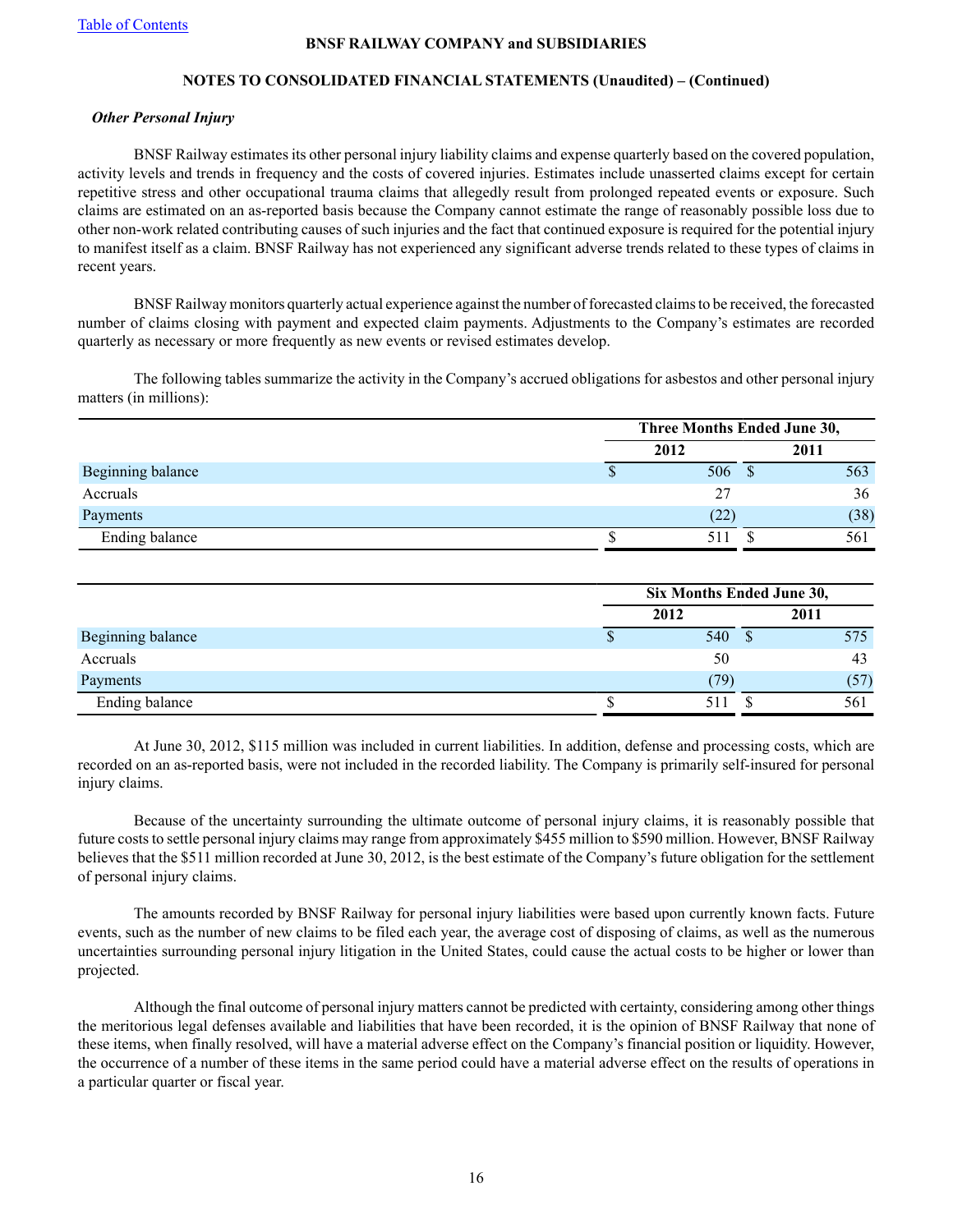*Other Personal Injury*

BNSF Railway estimates its other personal injury liability claims and expense quarterly based on the covered population, activity levels and trends in frequency and the costs of covered injuries. Estimates include unasserted claims except for certain repetitive stress and other occupational trauma claims that allegedly result from prolonged repeated events or exposure. Such claims are estimated on an as-reported basis because the Company cannot estimate the range of reasonably possible loss due to other non-work related contributing causes of such injuries and the fact that continued exposure is required for the potential injury to manifest itself as a claim. BNSF Railway has not experienced any significant adverse trends related to these types of claims in recent years.

BNSF Railway monitors quarterly actual experience against the number of forecasted claims to be received, the forecasted number of claims closing with payment and expected claim payments. Adjustments to the Company's estimates are recorded quarterly as necessary or more frequently as new events or revised estimates develop.

The following tables summarize the activity in the Company's accrued obligations for asbestos and other personal injury matters (in millions):

| | Three Months Ended June 30, | |
|---|---|---|
| | 2012 | 2011 |
| Beginning balance | $ 506 | $ 563 |
| Accruals | 27 | 36 |
| Payments | (22) | (38) |
| Ending balance | $ 511 | $ 561 |

| | Six Months Ended June 30, | |
|---|---|---|
| | 2012 | 2011 |
| Beginning balance | $ 540 | $ 575 |
| Accruals | 50 | 43 |
| Payments | (79) | (57) |
| Ending balance | $ 511 | $ 561 |

At June 30, 2012, $115 million was included in current liabilities. In addition, defense and processing costs, which are recorded on an as-reported basis, were not included in the recorded liability. The Company is primarily self-insured for personal injury claims.

Because of the uncertainty surrounding the ultimate outcome of personal injury claims, it is reasonably possible that future costs to settle personal injury claims may range from approximately $455 million to $590 million. However, BNSF Railway believes that the $511 million recorded at June 30, 2012, is the best estimate of the Company's future obligation for the settlement of personal injury claims.

The amounts recorded by BNSF Railway for personal injury liabilities were based upon currently known facts. Future events, such as the number of new claims to be filed each year, the average cost of disposing of claims, as well as the numerous uncertainties surrounding personal injury litigation in the United States, could cause the actual costs to be higher or lower than projected.

Although the final outcome of personal injury matters cannot be predicted with certainty, considering among other things the meritorious legal defenses available and liabilities that have been recorded, it is the opinion of BNSF Railway that none of these items, when finally resolved, will have a material adverse effect on the Company's financial position or liquidity. However, the occurrence of a number of these items in the same period could have a material adverse effect on the results of operations in a particular quarter or fiscal year.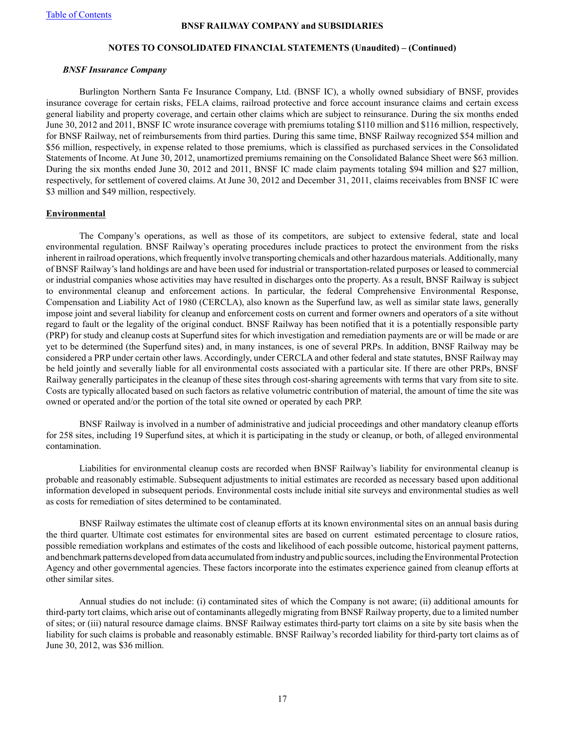*BNSF Insurance Company*

Burlington Northern Santa Fe Insurance Company, Ltd. (BNSF IC), a wholly owned subsidiary of BNSF, provides insurance coverage for certain risks, FELA claims, railroad protective and force account insurance claims and certain excess general liability and property coverage, and certain other claims which are subject to reinsurance. During the six months ended June 30, 2012 and 2011, BNSF IC wrote insurance coverage with premiums totaling $110 million and $116 million, respectively, for BNSF Railway, net of reimbursements from third parties. During this same time, BNSF Railway recognized $54 million and $56 million, respectively, in expense related to those premiums, which is classified as purchased services in the Consolidated Statements of Income. At June 30, 2012, unamortized premiums remaining on the Consolidated Balance Sheet were $63 million. During the six months ended June 30, 2012 and 2011, BNSF IC made claim payments totaling $94 million and $27 million, respectively, for settlement of covered claims. At June 30, 2012 and December 31, 2011, claims receivables from BNSF IC were $3 million and $49 million, respectively.

## Environmental

The Company's operations, as well as those of its competitors, are subject to extensive federal, state and local environmental regulation. BNSF Railway's operating procedures include practices to protect the environment from the risks inherent in railroad operations, which frequently involve transporting chemicals and other hazardous materials. Additionally, many of BNSF Railway's land holdings are and have been used for industrial or transportation-related purposes or leased to commercial or industrial companies whose activities may have resulted in discharges onto the property. As a result, BNSF Railway is subject to environmental cleanup and enforcement actions. In particular, the federal Comprehensive Environmental Response, Compensation and Liability Act of 1980 (CERCLA), also known as the Superfund law, as well as similar state laws, generally impose joint and several liability for cleanup and enforcement costs on current and former owners and operators of a site without regard to fault or the legality of the original conduct. BNSF Railway has been notified that it is a potentially responsible party (PRP) for study and cleanup costs at Superfund sites for which investigation and remediation payments are or will be made or are yet to be determined (the Superfund sites) and, in many instances, is one of several PRPs. In addition, BNSF Railway may be considered a PRP under certain other laws. Accordingly, under CERCLA and other federal and state statutes, BNSF Railway may be held jointly and severally liable for all environmental costs associated with a particular site. If there are other PRPs, BNSF Railway generally participates in the cleanup of these sites through cost-sharing agreements with terms that vary from site to site. Costs are typically allocated based on such factors as relative volumetric contribution of material, the amount of time the site was owned or operated and/or the portion of the total site owned or operated by each PRP.

BNSF Railway is involved in a number of administrative and judicial proceedings and other mandatory cleanup efforts for 258 sites, including 19 Superfund sites, at which it is participating in the study or cleanup, or both, of alleged environmental contamination.

Liabilities for environmental cleanup costs are recorded when BNSF Railway's liability for environmental cleanup is probable and reasonably estimable. Subsequent adjustments to initial estimates are recorded as necessary based upon additional information developed in subsequent periods. Environmental costs include initial site surveys and environmental studies as well as costs for remediation of sites determined to be contaminated.

BNSF Railway estimates the ultimate cost of cleanup efforts at its known environmental sites on an annual basis during the third quarter. Ultimate cost estimates for environmental sites are based on current estimated percentage to closure ratios, possible remediation workplans and estimates of the costs and likelihood of each possible outcome, historical payment patterns, and benchmark patterns developed from data accumulated from industry and public sources, including the Environmental Protection Agency and other governmental agencies. These factors incorporate into the estimates experience gained from cleanup efforts at other similar sites.

Annual studies do not include: (i) contaminated sites of which the Company is not aware; (ii) additional amounts for third-party tort claims, which arise out of contaminants allegedly migrating from BNSF Railway property, due to a limited number of sites; or (iii) natural resource damage claims. BNSF Railway estimates third-party tort claims on a site by site basis when the liability for such claims is probable and reasonably estimable. BNSF Railway's recorded liability for third-party tort claims as of June 30, 2012, was $36 million.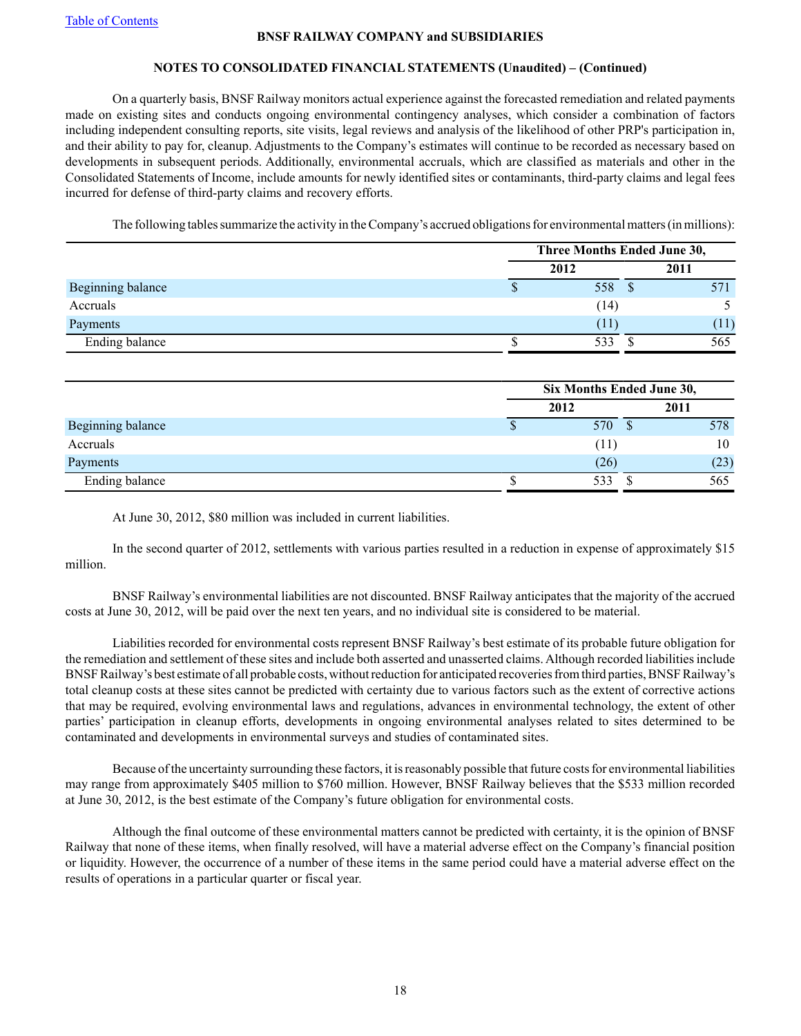Table of Contents

**BNSF RAILWAY COMPANY and SUBSIDIARIES**

**NOTES TO CONSOLIDATED FINANCIAL STATEMENTS (Unaudited) – (Continued)**

On a quarterly basis, BNSF Railway monitors actual experience against the forecasted remediation and related payments made on existing sites and conducts ongoing environmental contingency analyses, which consider a combination of factors including independent consulting reports, site visits, legal reviews and analysis of the likelihood of other PRP's participation in, and their ability to pay for, cleanup. Adjustments to the Company's estimates will continue to be recorded as necessary based on developments in subsequent periods. Additionally, environmental accruals, which are classified as materials and other in the Consolidated Statements of Income, include amounts for newly identified sites or contaminants, third-party claims and legal fees incurred for defense of third-party claims and recovery efforts.

The following tables summarize the activity in the Company's accrued obligations for environmental matters (in millions):

| | Three Months Ended June 30, | |
|---|---|---|
| | 2012 | 2011 |
| Beginning balance | $ 558 | $ 571 |
| Accruals | (14) | 5 |
| Payments | (11) | (11) |
| Ending balance | $ 533 | $ 565 |

| | Six Months Ended June 30, | |
|---|---|---|
| | 2012 | 2011 |
| Beginning balance | $ 570 | $ 578 |
| Accruals | (11) | 10 |
| Payments | (26) | (23) |
| Ending balance | $ 533 | $ 565 |

At June 30, 2012, $80 million was included in current liabilities.

In the second quarter of 2012, settlements with various parties resulted in a reduction in expense of approximately $15 million.

BNSF Railway's environmental liabilities are not discounted. BNSF Railway anticipates that the majority of the accrued costs at June 30, 2012, will be paid over the next ten years, and no individual site is considered to be material.

Liabilities recorded for environmental costs represent BNSF Railway's best estimate of its probable future obligation for the remediation and settlement of these sites and include both asserted and unasserted claims. Although recorded liabilities include BNSF Railway's best estimate of all probable costs, without reduction for anticipated recoveries from third parties, BNSF Railway's total cleanup costs at these sites cannot be predicted with certainty due to various factors such as the extent of corrective actions that may be required, evolving environmental laws and regulations, advances in environmental technology, the extent of other parties' participation in cleanup efforts, developments in ongoing environmental analyses related to sites determined to be contaminated and developments in environmental surveys and studies of contaminated sites.

Because of the uncertainty surrounding these factors, it is reasonably possible that future costs for environmental liabilities may range from approximately $405 million to $760 million. However, BNSF Railway believes that the $533 million recorded at June 30, 2012, is the best estimate of the Company's future obligation for environmental costs.

Although the final outcome of these environmental matters cannot be predicted with certainty, it is the opinion of BNSF Railway that none of these items, when finally resolved, will have a material adverse effect on the Company's financial position or liquidity. However, the occurrence of a number of these items in the same period could have a material adverse effect on the results of operations in a particular quarter or fiscal year.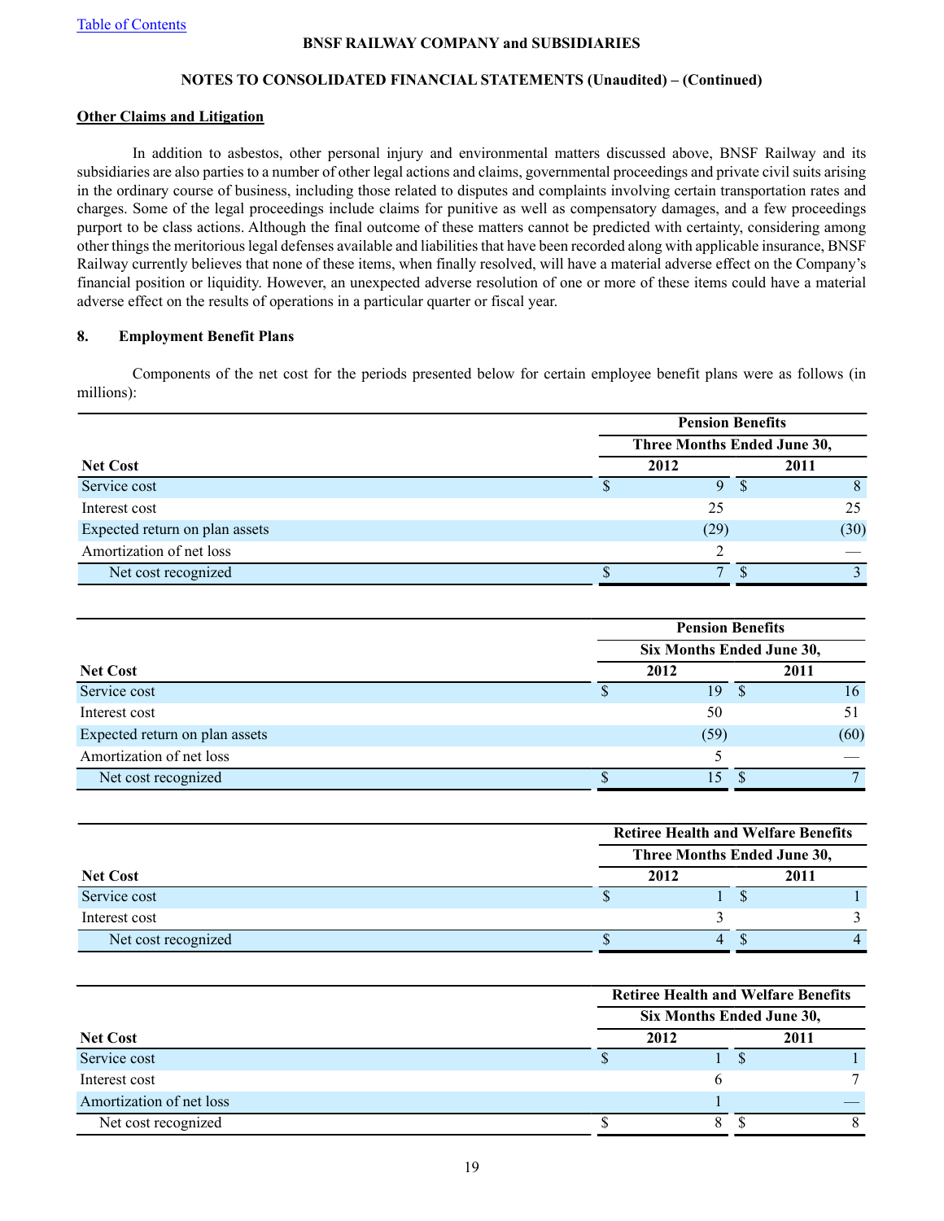[Table of Contents]

**BNSF RAILWAY COMPANY and SUBSIDIARIES**

**NOTES TO CONSOLIDATED FINANCIAL STATEMENTS (Unaudited) – (Continued)**

**Other Claims and Litigation**

In addition to asbestos, other personal injury and environmental matters discussed above, BNSF Railway and its subsidiaries are also parties to a number of other legal actions and claims, governmental proceedings and private civil suits arising in the ordinary course of business, including those related to disputes and complaints involving certain transportation rates and charges. Some of the legal proceedings include claims for punitive as well as compensatory damages, and a few proceedings purport to be class actions. Although the final outcome of these matters cannot be predicted with certainty, considering among other things the meritorious legal defenses available and liabilities that have been recorded along with applicable insurance, BNSF Railway currently believes that none of these items, when finally resolved, will have a material adverse effect on the Company's financial position or liquidity. However, an unexpected adverse resolution of one or more of these items could have a material adverse effect on the results of operations in a particular quarter or fiscal year.

## 8. Employment Benefit Plans

Components of the net cost for the periods presented below for certain employee benefit plans were as follows (in millions):

| | Pension Benefits | |
|---|---|---|
| | Three Months Ended June 30, | |
| **Net Cost** | **2012** | **2011** |
| Service cost | $ 9 | $ 8 |
| Interest cost | 25 | 25 |
| Expected return on plan assets | (29) | (30) |
| Amortization of net loss | 2 | — |
| Net cost recognized | $ 7 | $ 3 |

| | Pension Benefits | |
|---|---|---|
| | Six Months Ended June 30, | |
| **Net Cost** | **2012** | **2011** |
| Service cost | $ 19 | $ 16 |
| Interest cost | 50 | 51 |
| Expected return on plan assets | (59) | (60) |
| Amortization of net loss | 5 | — |
| Net cost recognized | $ 15 | $ 7 |

| | Retiree Health and Welfare Benefits | |
|---|---|---|
| | Three Months Ended June 30, | |
| **Net Cost** | **2012** | **2011** |
| Service cost | $ 1 | $ 1 |
| Interest cost | 3 | 3 |
| Net cost recognized | $ 4 | $ 4 |

| | Retiree Health and Welfare Benefits | |
|---|---|---|
| | Six Months Ended June 30, | |
| **Net Cost** | **2012** | **2011** |
| Service cost | $ 1 | $ 1 |
| Interest cost | 6 | 7 |
| Amortization of net loss | 1 | — |
| Net cost recognized | $ 8 | $ 8 |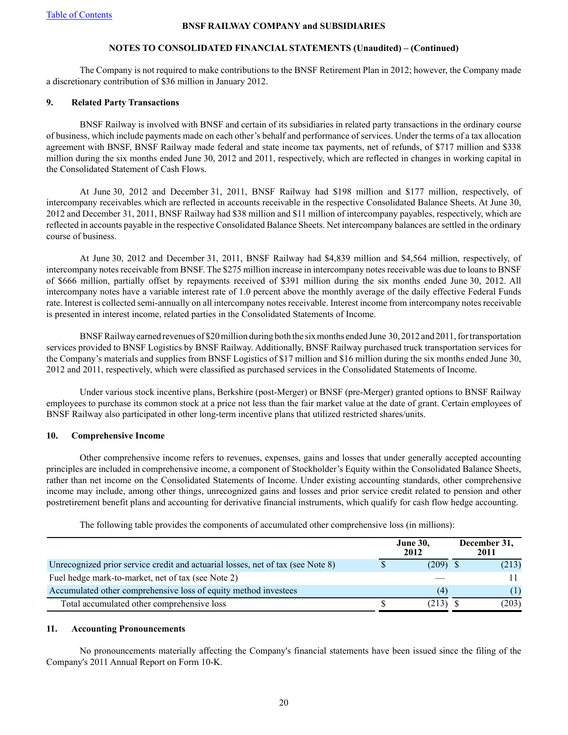The Company is not required to make contributions to the BNSF Retirement Plan in 2012; however, the Company made a discretionary contribution of $36 million in January 2012.

## 9. Related Party Transactions

BNSF Railway is involved with BNSF and certain of its subsidiaries in related party transactions in the ordinary course of business, which include payments made on each other's behalf and performance of services. Under the terms of a tax allocation agreement with BNSF, BNSF Railway made federal and state income tax payments, net of refunds, of $717 million and $338 million during the six months ended June 30, 2012 and 2011, respectively, which are reflected in changes in working capital in the Consolidated Statement of Cash Flows.

At June 30, 2012 and December 31, 2011, BNSF Railway had $198 million and $177 million, respectively, of intercompany receivables which are reflected in accounts receivable in the respective Consolidated Balance Sheets. At June 30, 2012 and December 31, 2011, BNSF Railway had $38 million and $11 million of intercompany payables, respectively, which are reflected in accounts payable in the respective Consolidated Balance Sheets. Net intercompany balances are settled in the ordinary course of business.

At June 30, 2012 and December 31, 2011, BNSF Railway had $4,839 million and $4,564 million, respectively, of intercompany notes receivable from BNSF. The $275 million increase in intercompany notes receivable was due to loans to BNSF of $666 million, partially offset by repayments received of $391 million during the six months ended June 30, 2012. All intercompany notes have a variable interest rate of 1.0 percent above the monthly average of the daily effective Federal Funds rate. Interest is collected semi-annually on all intercompany notes receivable. Interest income from intercompany notes receivable is presented in interest income, related parties in the Consolidated Statements of Income.

BNSF Railway earned revenues of $20 million during both the six months ended June 30, 2012 and 2011, for transportation services provided to BNSF Logistics by BNSF Railway. Additionally, BNSF Railway purchased truck transportation services for the Company's materials and supplies from BNSF Logistics of $17 million and $16 million during the six months ended June 30, 2012 and 2011, respectively, which were classified as purchased services in the Consolidated Statements of Income.

Under various stock incentive plans, Berkshire (post-Merger) or BNSF (pre-Merger) granted options to BNSF Railway employees to purchase its common stock at a price not less than the fair market value at the date of grant. Certain employees of BNSF Railway also participated in other long-term incentive plans that utilized restricted shares/units.

## 10. Comprehensive Income

Other comprehensive income refers to revenues, expenses, gains and losses that under generally accepted accounting principles are included in comprehensive income, a component of Stockholder's Equity within the Consolidated Balance Sheets, rather than net income on the Consolidated Statements of Income. Under existing accounting standards, other comprehensive income may include, among other things, unrecognized gains and losses and prior service credit related to pension and other postretirement benefit plans and accounting for derivative financial instruments, which qualify for cash flow hedge accounting.

The following table provides the components of accumulated other comprehensive loss (in millions):

| | June 30, 2012 | December 31, 2011 |
|---|---|---|
| Unrecognized prior service credit and actuarial losses, net of tax (see Note 8) | $ (209) | $ (213) |
| Fuel hedge mark-to-market, net of tax (see Note 2) | — | 11 |
| Accumulated other comprehensive loss of equity method investees | (4) | (1) |
| Total accumulated other comprehensive loss | $ (213) | $ (203) |

## 11. Accounting Pronouncements

No pronouncements materially affecting the Company's financial statements have been issued since the filing of the Company's 2011 Annual Report on Form 10-K.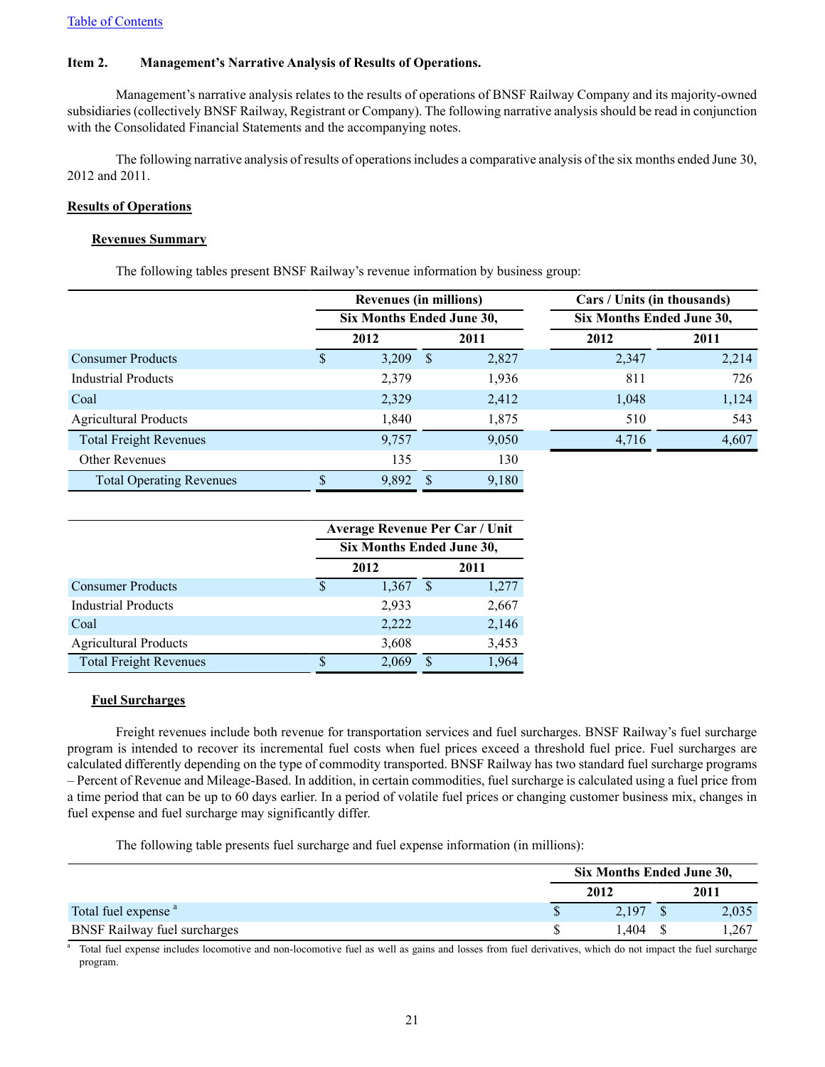[Table of Contents](#)

**Item 2. Management's Narrative Analysis of Results of Operations.**

Management's narrative analysis relates to the results of operations of BNSF Railway Company and its majority-owned subsidiaries (collectively BNSF Railway, Registrant or Company). The following narrative analysis should be read in conjunction with the Consolidated Financial Statements and the accompanying notes.

The following narrative analysis of results of operations includes a comparative analysis of the six months ended June 30, 2012 and 2011.

## Results of Operations

### Revenues Summary

The following tables present BNSF Railway's revenue information by business group:

| | Revenues (in millions) | | Cars / Units (in thousands) | |
|---|---|---|---|---|
| | Six Months Ended June 30, | | Six Months Ended June 30, | |
| | 2012 | 2011 | 2012 | 2011 |
| Consumer Products | $ 3,209 | $ 2,827 | 2,347 | 2,214 |
| Industrial Products | 2,379 | 1,936 | 811 | 726 |
| Coal | 2,329 | 2,412 | 1,048 | 1,124 |
| Agricultural Products | 1,840 | 1,875 | 510 | 543 |
| Total Freight Revenues | 9,757 | 9,050 | 4,716 | 4,607 |
| Other Revenues | 135 | 130 | | |
| Total Operating Revenues | $ 9,892 | $ 9,180 | | |

| | Average Revenue Per Car / Unit | |
|---|---|---|
| | Six Months Ended June 30, | |
| | 2012 | 2011 |
| Consumer Products | $ 1,367 | $ 1,277 |
| Industrial Products | 2,933 | 2,667 |
| Coal | 2,222 | 2,146 |
| Agricultural Products | 3,608 | 3,453 |
| Total Freight Revenues | $ 2,069 | $ 1,964 |

### Fuel Surcharges

Freight revenues include both revenue for transportation services and fuel surcharges. BNSF Railway's fuel surcharge program is intended to recover its incremental fuel costs when fuel prices exceed a threshold fuel price. Fuel surcharges are calculated differently depending on the type of commodity transported. BNSF Railway has two standard fuel surcharge programs – Percent of Revenue and Mileage-Based. In addition, in certain commodities, fuel surcharge is calculated using a fuel price from a time period that can be up to 60 days earlier. In a period of volatile fuel prices or changing customer business mix, changes in fuel expense and fuel surcharge may significantly differ.

The following table presents fuel surcharge and fuel expense information (in millions):

| | Six Months Ended June 30, | |
|---|---|---|
| | 2012 | 2011 |
| Total fuel expense [a] | $ 2,197 | $ 2,035 |
| BNSF Railway fuel surcharges | $ 1,404 | $ 1,267 |

[a] Total fuel expense includes locomotive and non-locomotive fuel as well as gains and losses from fuel derivatives, which do not impact the fuel surcharge program.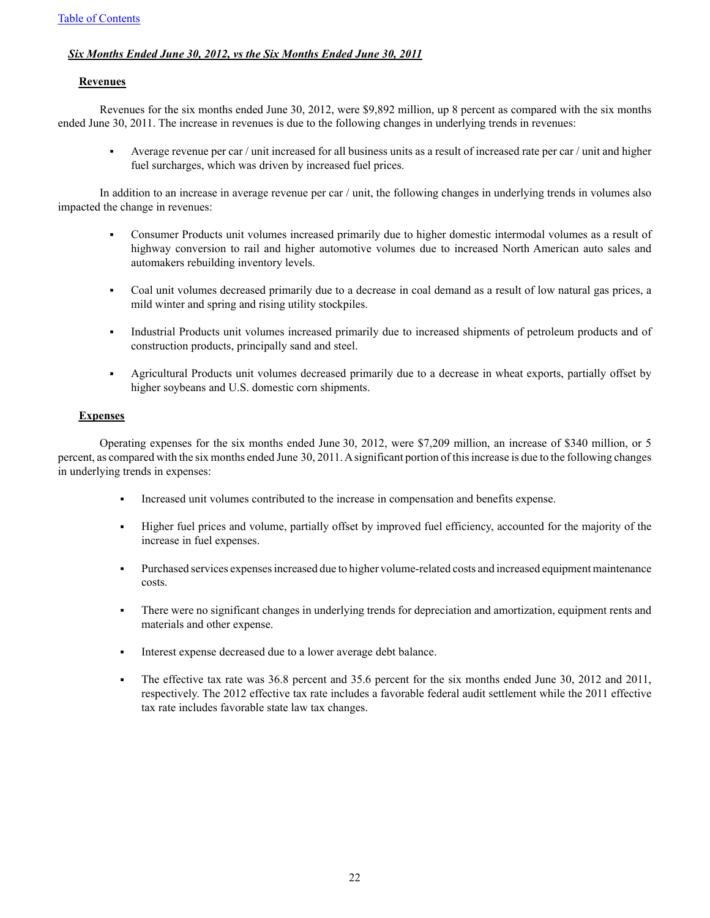***Six Months Ended June 30, 2012, vs the Six Months Ended June 30, 2011***

**Revenues**

Revenues for the six months ended June 30, 2012, were $9,892 million, up 8 percent as compared with the six months ended June 30, 2011. The increase in revenues is due to the following changes in underlying trends in revenues:

- Average revenue per car / unit increased for all business units as a result of increased rate per car / unit and higher fuel surcharges, which was driven by increased fuel prices.

In addition to an increase in average revenue per car / unit, the following changes in underlying trends in volumes also impacted the change in revenues:

- Consumer Products unit volumes increased primarily due to higher domestic intermodal volumes as a result of highway conversion to rail and higher automotive volumes due to increased North American auto sales and automakers rebuilding inventory levels.

- Coal unit volumes decreased primarily due to a decrease in coal demand as a result of low natural gas prices, a mild winter and spring and rising utility stockpiles.

- Industrial Products unit volumes increased primarily due to increased shipments of petroleum products and of construction products, principally sand and steel.

- Agricultural Products unit volumes decreased primarily due to a decrease in wheat exports, partially offset by higher soybeans and U.S. domestic corn shipments.

**Expenses**

Operating expenses for the six months ended June 30, 2012, were $7,209 million, an increase of $340 million, or 5 percent, as compared with the six months ended June 30, 2011. A significant portion of this increase is due to the following changes in underlying trends in expenses:

- Increased unit volumes contributed to the increase in compensation and benefits expense.

- Higher fuel prices and volume, partially offset by improved fuel efficiency, accounted for the majority of the increase in fuel expenses.

- Purchased services expenses increased due to higher volume-related costs and increased equipment maintenance costs.

- There were no significant changes in underlying trends for depreciation and amortization, equipment rents and materials and other expense.

- Interest expense decreased due to a lower average debt balance.

- The effective tax rate was 36.8 percent and 35.6 percent for the six months ended June 30, 2012 and 2011, respectively. The 2012 effective tax rate includes a favorable federal audit settlement while the 2011 effective tax rate includes favorable state law tax changes.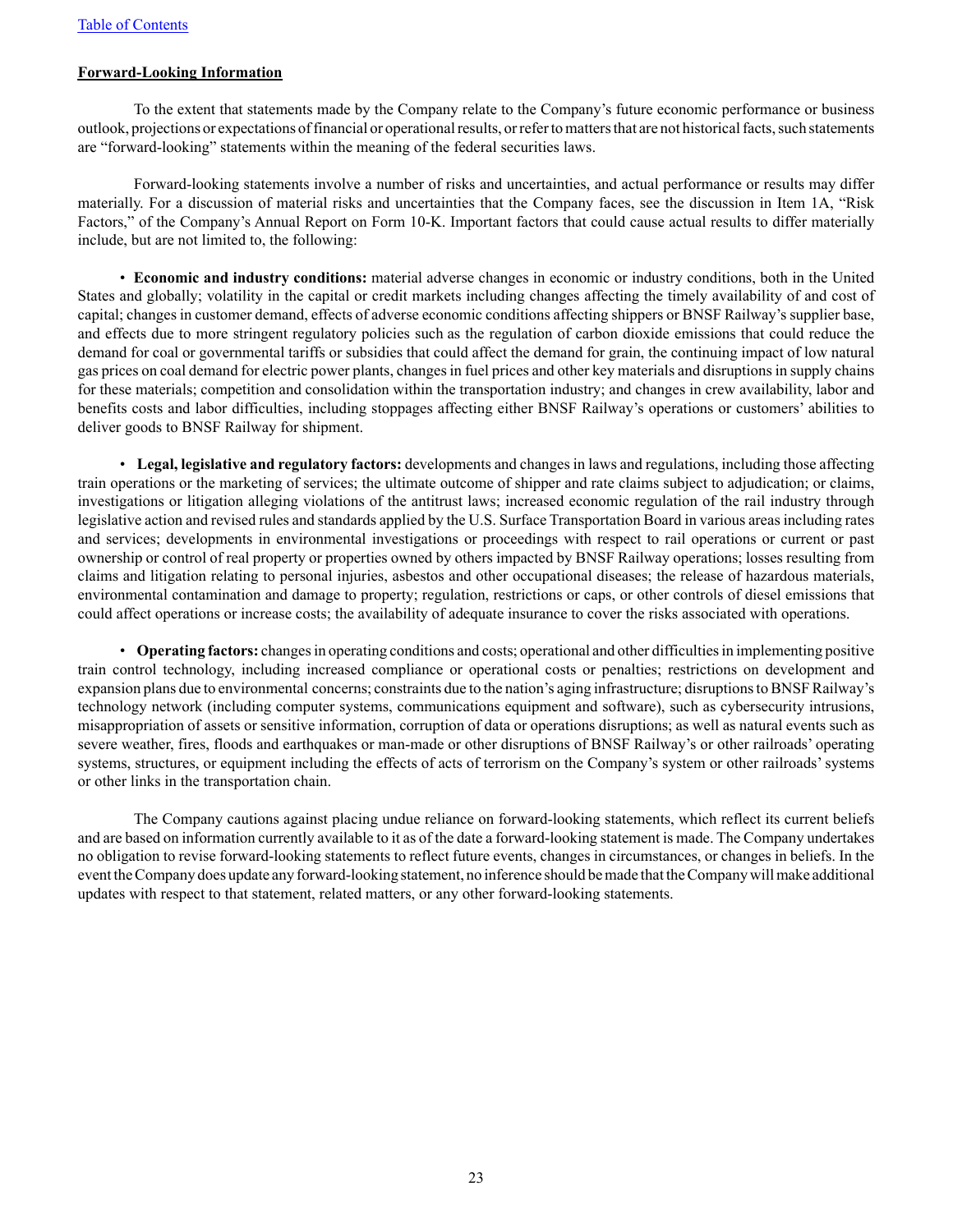## Forward-Looking Information

To the extent that statements made by the Company relate to the Company's future economic performance or business outlook, projections or expectations of financial or operational results, or refer to matters that are not historical facts, such statements are "forward-looking" statements within the meaning of the federal securities laws.

Forward-looking statements involve a number of risks and uncertainties, and actual performance or results may differ materially. For a discussion of material risks and uncertainties that the Company faces, see the discussion in Item 1A, "Risk Factors," of the Company's Annual Report on Form 10-K. Important factors that could cause actual results to differ materially include, but are not limited to, the following:

- **Economic and industry conditions:** material adverse changes in economic or industry conditions, both in the United States and globally; volatility in the capital or credit markets including changes affecting the timely availability of and cost of capital; changes in customer demand, effects of adverse economic conditions affecting shippers or BNSF Railway's supplier base, and effects due to more stringent regulatory policies such as the regulation of carbon dioxide emissions that could reduce the demand for coal or governmental tariffs or subsidies that could affect the demand for grain, the continuing impact of low natural gas prices on coal demand for electric power plants, changes in fuel prices and other key materials and disruptions in supply chains for these materials; competition and consolidation within the transportation industry; and changes in crew availability, labor and benefits costs and labor difficulties, including stoppages affecting either BNSF Railway's operations or customers' abilities to deliver goods to BNSF Railway for shipment.

- **Legal, legislative and regulatory factors:** developments and changes in laws and regulations, including those affecting train operations or the marketing of services; the ultimate outcome of shipper and rate claims subject to adjudication; or claims, investigations or litigation alleging violations of the antitrust laws; increased economic regulation of the rail industry through legislative action and revised rules and standards applied by the U.S. Surface Transportation Board in various areas including rates and services; developments in environmental investigations or proceedings with respect to rail operations or current or past ownership or control of real property or properties owned by others impacted by BNSF Railway operations; losses resulting from claims and litigation relating to personal injuries, asbestos and other occupational diseases; the release of hazardous materials, environmental contamination and damage to property; regulation, restrictions or caps, or other controls of diesel emissions that could affect operations or increase costs; the availability of adequate insurance to cover the risks associated with operations.

- **Operating factors:** changes in operating conditions and costs; operational and other difficulties in implementing positive train control technology, including increased compliance or operational costs or penalties; restrictions on development and expansion plans due to environmental concerns; constraints due to the nation's aging infrastructure; disruptions to BNSF Railway's technology network (including computer systems, communications equipment and software), such as cybersecurity intrusions, misappropriation of assets or sensitive information, corruption of data or operations disruptions; as well as natural events such as severe weather, fires, floods and earthquakes or man-made or other disruptions of BNSF Railway's or other railroads' operating systems, structures, or equipment including the effects of acts of terrorism on the Company's system or other railroads' systems or other links in the transportation chain.

The Company cautions against placing undue reliance on forward-looking statements, which reflect its current beliefs and are based on information currently available to it as of the date a forward-looking statement is made. The Company undertakes no obligation to revise forward-looking statements to reflect future events, changes in circumstances, or changes in beliefs. In the event the Company does update any forward-looking statement, no inference should be made that the Company will make additional updates with respect to that statement, related matters, or any other forward-looking statements.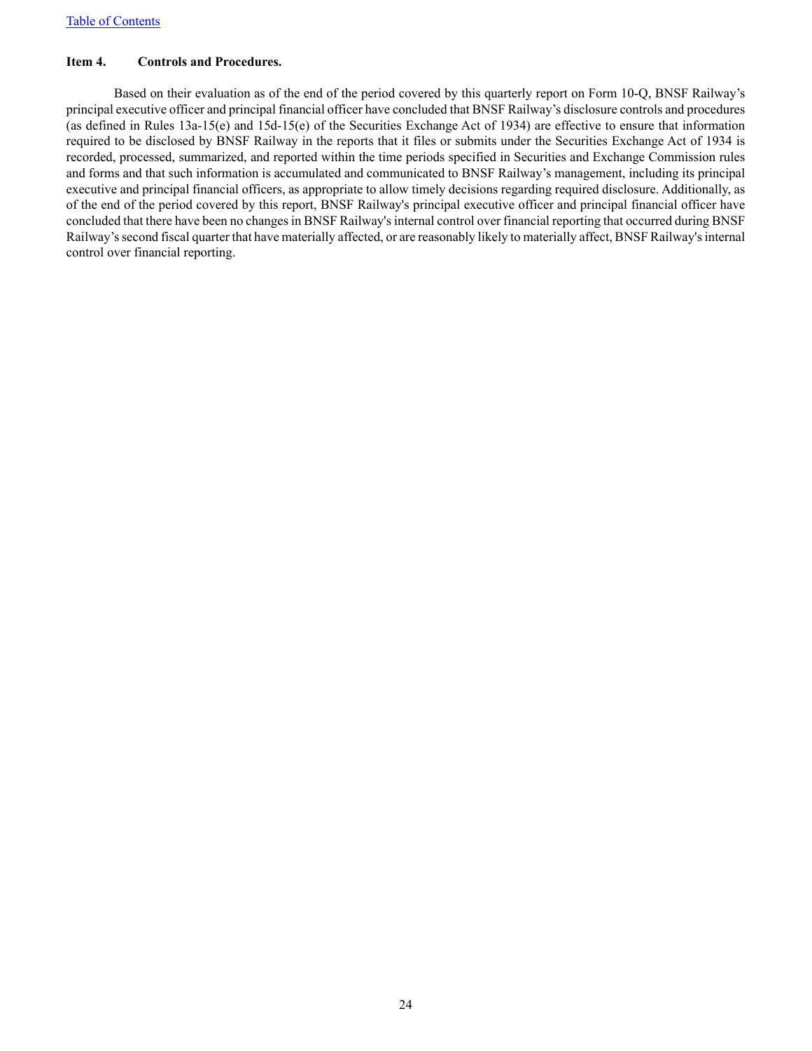[Table of Contents]

**Item 4. Controls and Procedures.**

Based on their evaluation as of the end of the period covered by this quarterly report on Form 10-Q, BNSF Railway's principal executive officer and principal financial officer have concluded that BNSF Railway's disclosure controls and procedures (as defined in Rules 13a-15(e) and 15d-15(e) of the Securities Exchange Act of 1934) are effective to ensure that information required to be disclosed by BNSF Railway in the reports that it files or submits under the Securities Exchange Act of 1934 is recorded, processed, summarized, and reported within the time periods specified in Securities and Exchange Commission rules and forms and that such information is accumulated and communicated to BNSF Railway's management, including its principal executive and principal financial officers, as appropriate to allow timely decisions regarding required disclosure. Additionally, as of the end of the period covered by this report, BNSF Railway's principal executive officer and principal financial officer have concluded that there have been no changes in BNSF Railway's internal control over financial reporting that occurred during BNSF Railway's second fiscal quarter that have materially affected, or are reasonably likely to materially affect, BNSF Railway's internal control over financial reporting.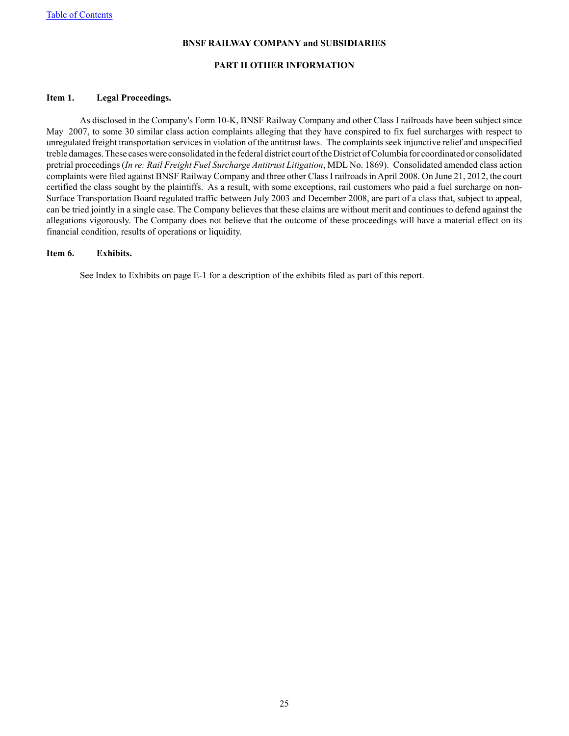[Table of Contents](#)

**BNSF RAILWAY COMPANY and SUBSIDIARIES**

**PART II OTHER INFORMATION**

**Item 1. Legal Proceedings.**

As disclosed in the Company's Form 10-K, BNSF Railway Company and other Class I railroads have been subject since May 2007, to some 30 similar class action complaints alleging that they have conspired to fix fuel surcharges with respect to unregulated freight transportation services in violation of the antitrust laws. The complaints seek injunctive relief and unspecified treble damages. These cases were consolidated in the federal district court of the District of Columbia for coordinated or consolidated pretrial proceedings (*In re: Rail Freight Fuel Surcharge Antitrust Litigation*, MDL No. 1869). Consolidated amended class action complaints were filed against BNSF Railway Company and three other Class I railroads in April 2008. On June 21, 2012, the court certified the class sought by the plaintiffs. As a result, with some exceptions, rail customers who paid a fuel surcharge on non-Surface Transportation Board regulated traffic between July 2003 and December 2008, are part of a class that, subject to appeal, can be tried jointly in a single case. The Company believes that these claims are without merit and continues to defend against the allegations vigorously. The Company does not believe that the outcome of these proceedings will have a material effect on its financial condition, results of operations or liquidity.

**Item 6. Exhibits.**

See Index to Exhibits on page E-1 for a description of the exhibits filed as part of this report.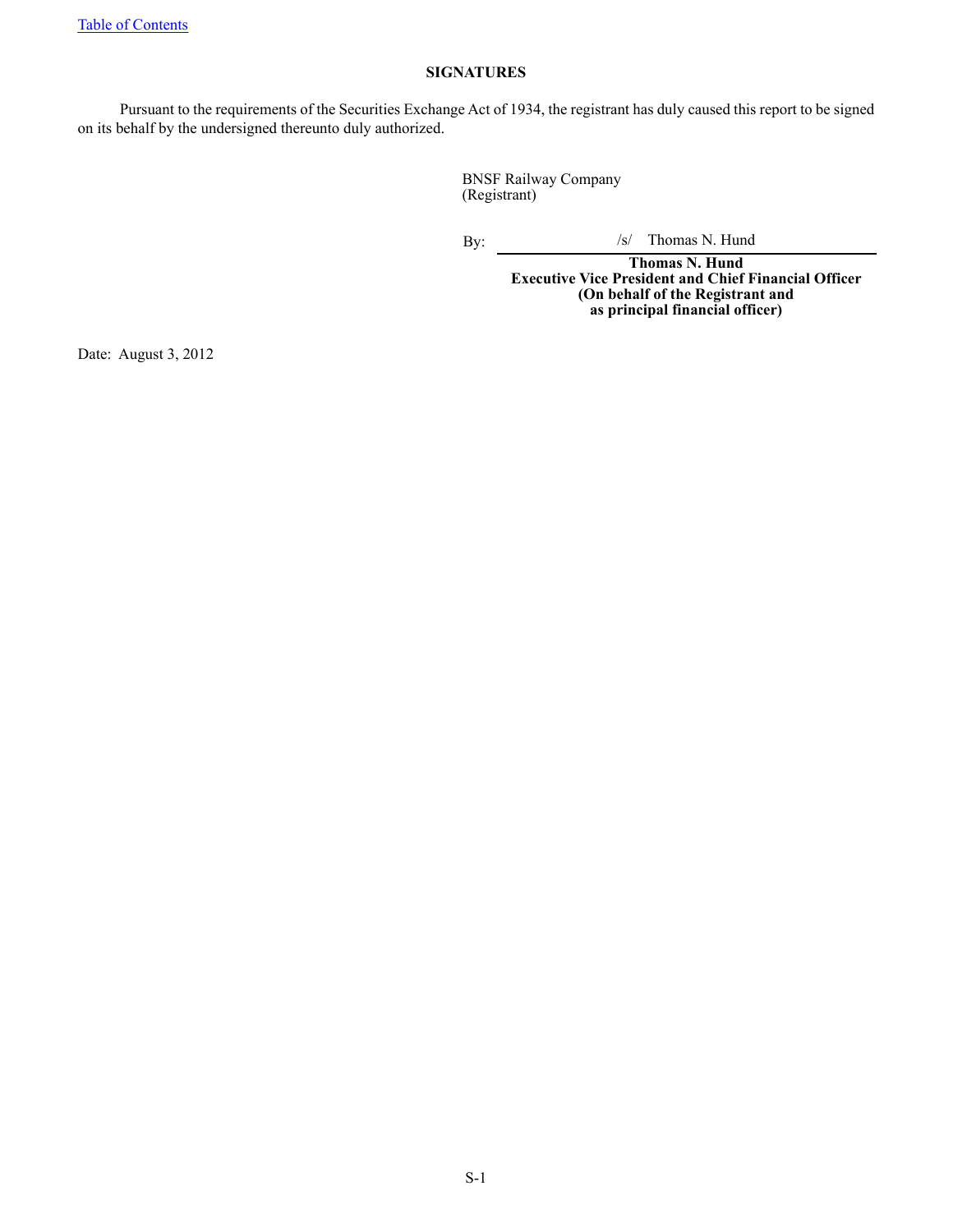[Table of Contents](#)

## SIGNATURES

Pursuant to the requirements of the Securities Exchange Act of 1934, the registrant has duly caused this report to be signed on its behalf by the undersigned thereunto duly authorized.

BNSF Railway Company
(Registrant)

By: /s/ Thomas N. Hund

**Thomas N. Hund**
**Executive Vice President and Chief Financial Officer**
**(On behalf of the Registrant and**
**as principal financial officer)**

Date: August 3, 2012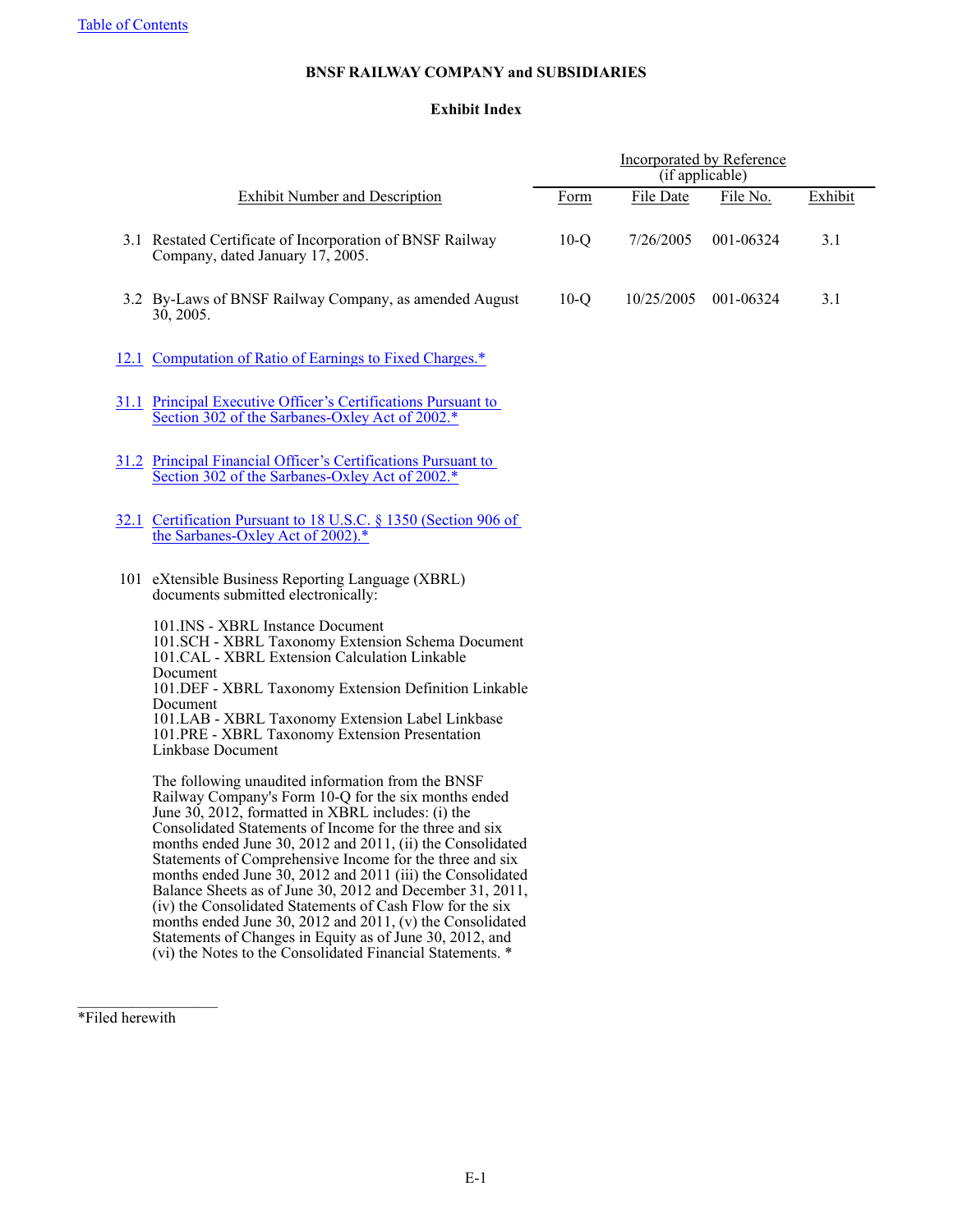**BNSF RAILWAY COMPANY and SUBSIDIARIES**

**Exhibit Index**

| Exhibit Number and Description | Incorporated by Reference (if applicable) Form | File Date | File No. | Exhibit |
|---|---|---|---|---|
| 3.1 Restated Certificate of Incorporation of BNSF Railway Company, dated January 17, 2005. | 10-Q | 7/26/2005 | 001-06324 | 3.1 |
| 3.2 By-Laws of BNSF Railway Company, as amended August 30, 2005. | 10-Q | 10/25/2005 | 001-06324 | 3.1 |
| 12.1 Computation of Ratio of Earnings to Fixed Charges.* | | | | |
| 31.1 Principal Executive Officer's Certifications Pursuant to Section 302 of the Sarbanes-Oxley Act of 2002.* | | | | |
| 31.2 Principal Financial Officer's Certifications Pursuant to Section 302 of the Sarbanes-Oxley Act of 2002.* | | | | |
| 32.1 Certification Pursuant to 18 U.S.C. § 1350 (Section 906 of the Sarbanes-Oxley Act of 2002).* | | | | |
| 101 eXtensible Business Reporting Language (XBRL) documents submitted electronically:<br><br>101.INS - XBRL Instance Document<br>101.SCH - XBRL Taxonomy Extension Schema Document<br>101.CAL - XBRL Extension Calculation Linkable Document<br>101.DEF - XBRL Taxonomy Extension Definition Linkable Document<br>101.LAB - XBRL Taxonomy Extension Label Linkbase<br>101.PRE - XBRL Taxonomy Extension Presentation Linkbase Document<br><br>The following unaudited information from the BNSF Railway Company's Form 10-Q for the six months ended June 30, 2012, formatted in XBRL includes: (i) the Consolidated Statements of Income for the three and six months ended June 30, 2012 and 2011, (ii) the Consolidated Statements of Comprehensive Income for the three and six months ended June 30, 2012 and 2011 (iii) the Consolidated Balance Sheets as of June 30, 2012 and December 31, 2011, (iv) the Consolidated Statements of Cash Flow for the six months ended June 30, 2012 and 2011, (v) the Consolidated Statements of Changes in Equity as of June 30, 2012, and (vi) the Notes to the Consolidated Financial Statements. * | | | | |

*Filed herewith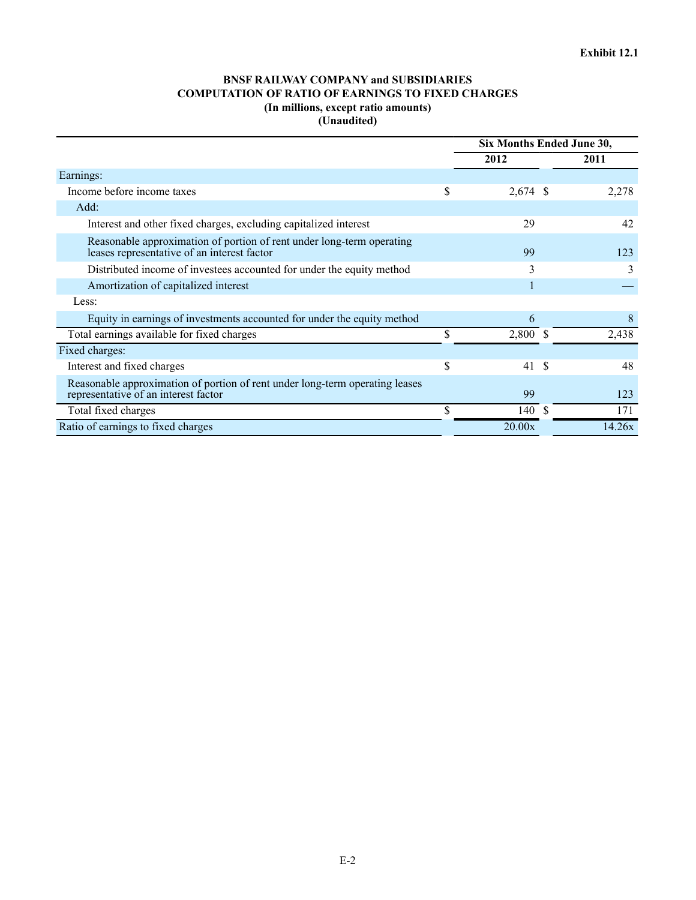Exhibit 12.1

**BNSF RAILWAY COMPANY and SUBSIDIARIES**
**COMPUTATION OF RATIO OF EARNINGS TO FIXED CHARGES**
**(In millions, except ratio amounts)**
**(Unaudited)**

| | Six Months Ended June 30, | |
|---|---|---|
| | **2012** | **2011** |
| Earnings: | | |
| Income before income taxes | $ 2,674 | $ 2,278 |
| Add: | | |
| Interest and other fixed charges, excluding capitalized interest | 29 | 42 |
| Reasonable approximation of portion of rent under long-term operating leases representative of an interest factor | 99 | 123 |
| Distributed income of investees accounted for under the equity method | 3 | 3 |
| Amortization of capitalized interest | 1 | — |
| Less: | | |
| Equity in earnings of investments accounted for under the equity method | 6 | 8 |
| Total earnings available for fixed charges | $ 2,800 | $ 2,438 |
| Fixed charges: | | |
| Interest and fixed charges | $ 41 | $ 48 |
| Reasonable approximation of portion of rent under long-term operating leases representative of an interest factor | 99 | 123 |
| Total fixed charges | $ 140 | $ 171 |
| Ratio of earnings to fixed charges | 20.00x | 14.26x |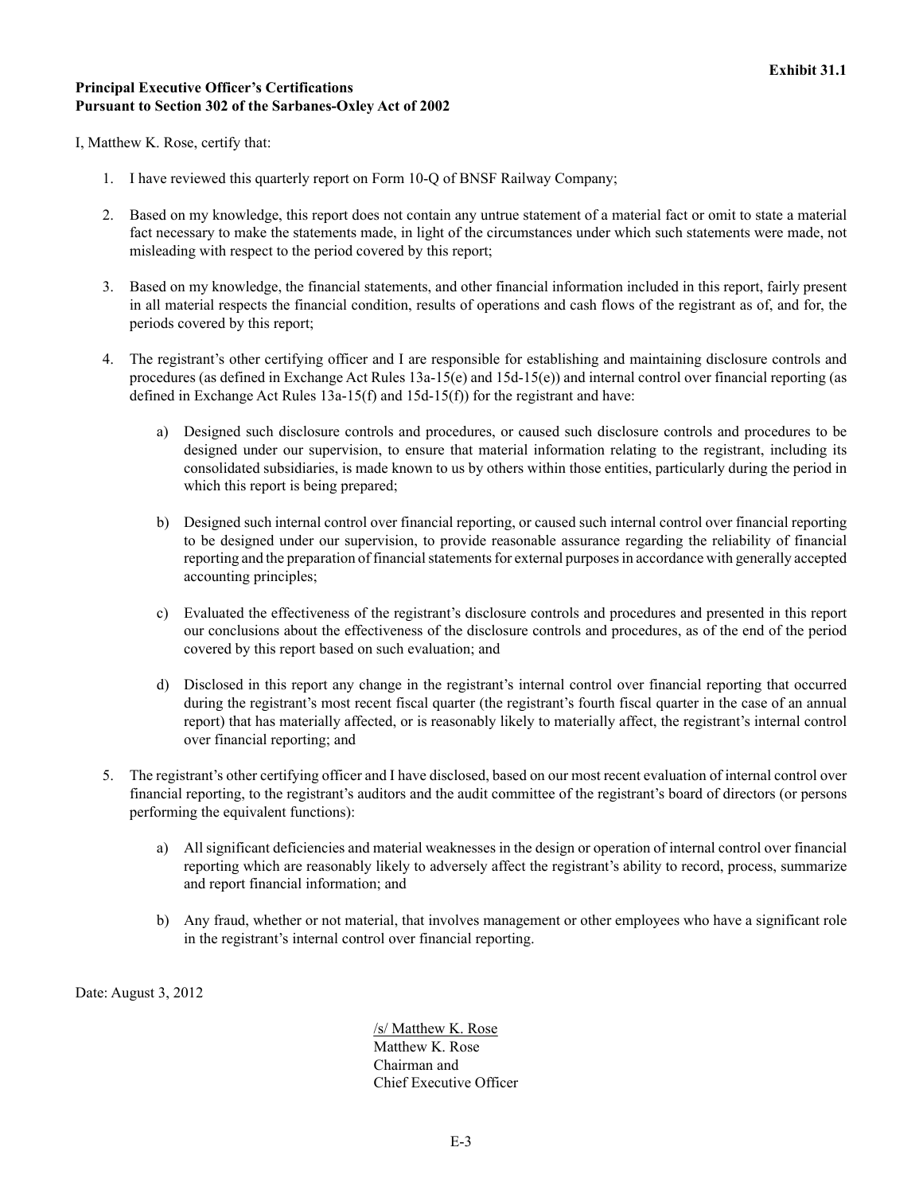**Exhibit 31.1**

**Principal Executive Officer's Certifications**
**Pursuant to Section 302 of the Sarbanes-Oxley Act of 2002**

I, Matthew K. Rose, certify that:

1. I have reviewed this quarterly report on Form 10-Q of BNSF Railway Company;

2. Based on my knowledge, this report does not contain any untrue statement of a material fact or omit to state a material fact necessary to make the statements made, in light of the circumstances under which such statements were made, not misleading with respect to the period covered by this report;

3. Based on my knowledge, the financial statements, and other financial information included in this report, fairly present in all material respects the financial condition, results of operations and cash flows of the registrant as of, and for, the periods covered by this report;

4. The registrant's other certifying officer and I are responsible for establishing and maintaining disclosure controls and procedures (as defined in Exchange Act Rules 13a-15(e) and 15d-15(e)) and internal control over financial reporting (as defined in Exchange Act Rules 13a-15(f) and 15d-15(f)) for the registrant and have:

   a) Designed such disclosure controls and procedures, or caused such disclosure controls and procedures to be designed under our supervision, to ensure that material information relating to the registrant, including its consolidated subsidiaries, is made known to us by others within those entities, particularly during the period in which this report is being prepared;

   b) Designed such internal control over financial reporting, or caused such internal control over financial reporting to be designed under our supervision, to provide reasonable assurance regarding the reliability of financial reporting and the preparation of financial statements for external purposes in accordance with generally accepted accounting principles;

   c) Evaluated the effectiveness of the registrant's disclosure controls and procedures and presented in this report our conclusions about the effectiveness of the disclosure controls and procedures, as of the end of the period covered by this report based on such evaluation; and

   d) Disclosed in this report any change in the registrant's internal control over financial reporting that occurred during the registrant's most recent fiscal quarter (the registrant's fourth fiscal quarter in the case of an annual report) that has materially affected, or is reasonably likely to materially affect, the registrant's internal control over financial reporting; and

5. The registrant's other certifying officer and I have disclosed, based on our most recent evaluation of internal control over financial reporting, to the registrant's auditors and the audit committee of the registrant's board of directors (or persons performing the equivalent functions):

   a) All significant deficiencies and material weaknesses in the design or operation of internal control over financial reporting which are reasonably likely to adversely affect the registrant's ability to record, process, summarize and report financial information; and

   b) Any fraud, whether or not material, that involves management or other employees who have a significant role in the registrant's internal control over financial reporting.

Date: August 3, 2012

/s/ Matthew K. Rose
Matthew K. Rose
Chairman and
Chief Executive Officer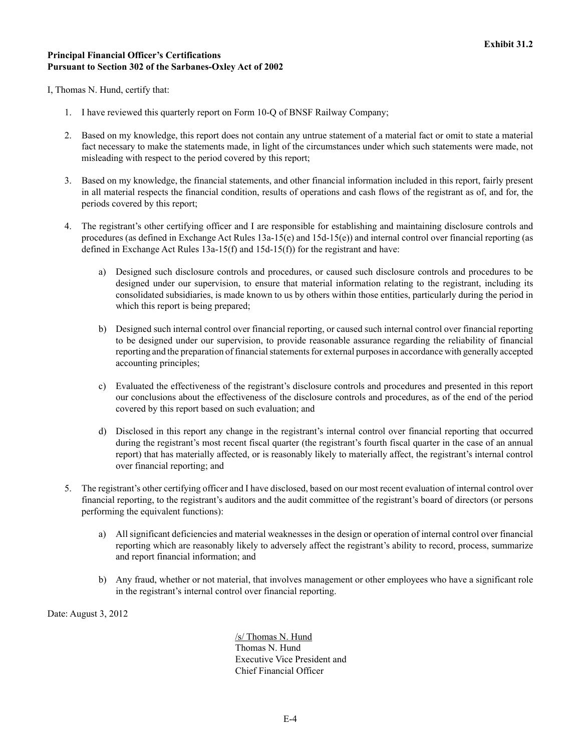**Exhibit 31.2**

**Principal Financial Officer's Certifications**
**Pursuant to Section 302 of the Sarbanes-Oxley Act of 2002**

I, Thomas N. Hund, certify that:

1. I have reviewed this quarterly report on Form 10-Q of BNSF Railway Company;

2. Based on my knowledge, this report does not contain any untrue statement of a material fact or omit to state a material fact necessary to make the statements made, in light of the circumstances under which such statements were made, not misleading with respect to the period covered by this report;

3. Based on my knowledge, the financial statements, and other financial information included in this report, fairly present in all material respects the financial condition, results of operations and cash flows of the registrant as of, and for, the periods covered by this report;

4. The registrant's other certifying officer and I are responsible for establishing and maintaining disclosure controls and procedures (as defined in Exchange Act Rules 13a-15(e) and 15d-15(e)) and internal control over financial reporting (as defined in Exchange Act Rules 13a-15(f) and 15d-15(f)) for the registrant and have:

    a) Designed such disclosure controls and procedures, or caused such disclosure controls and procedures to be designed under our supervision, to ensure that material information relating to the registrant, including its consolidated subsidiaries, is made known to us by others within those entities, particularly during the period in which this report is being prepared;

    b) Designed such internal control over financial reporting, or caused such internal control over financial reporting to be designed under our supervision, to provide reasonable assurance regarding the reliability of financial reporting and the preparation of financial statements for external purposes in accordance with generally accepted accounting principles;

    c) Evaluated the effectiveness of the registrant's disclosure controls and procedures and presented in this report our conclusions about the effectiveness of the disclosure controls and procedures, as of the end of the period covered by this report based on such evaluation; and

    d) Disclosed in this report any change in the registrant's internal control over financial reporting that occurred during the registrant's most recent fiscal quarter (the registrant's fourth fiscal quarter in the case of an annual report) that has materially affected, or is reasonably likely to materially affect, the registrant's internal control over financial reporting; and

5. The registrant's other certifying officer and I have disclosed, based on our most recent evaluation of internal control over financial reporting, to the registrant's auditors and the audit committee of the registrant's board of directors (or persons performing the equivalent functions):

    a) All significant deficiencies and material weaknesses in the design or operation of internal control over financial reporting which are reasonably likely to adversely affect the registrant's ability to record, process, summarize and report financial information; and

    b) Any fraud, whether or not material, that involves management or other employees who have a significant role in the registrant's internal control over financial reporting.

Date: August 3, 2012

/s/ Thomas N. Hund
Thomas N. Hund
Executive Vice President and
Chief Financial Officer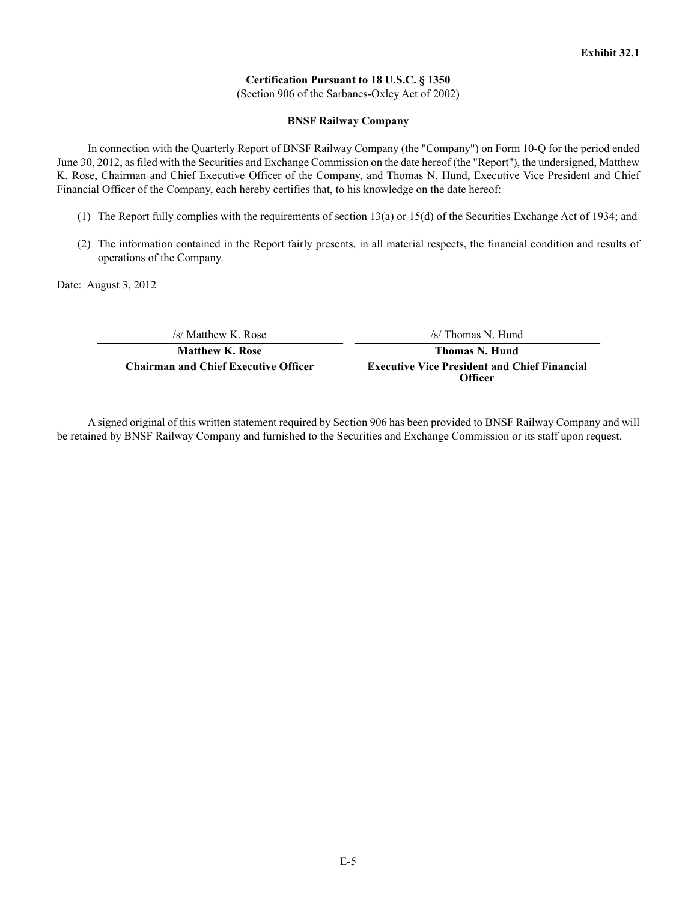**Exhibit 32.1**

**Certification Pursuant to 18 U.S.C. § 1350**
(Section 906 of the Sarbanes-Oxley Act of 2002)

**BNSF Railway Company**

In connection with the Quarterly Report of BNSF Railway Company (the "Company") on Form 10-Q for the period ended June 30, 2012, as filed with the Securities and Exchange Commission on the date hereof (the "Report"), the undersigned, Matthew K. Rose, Chairman and Chief Executive Officer of the Company, and Thomas N. Hund, Executive Vice President and Chief Financial Officer of the Company, each hereby certifies that, to his knowledge on the date hereof:

(1) The Report fully complies with the requirements of section 13(a) or 15(d) of the Securities Exchange Act of 1934; and

(2) The information contained in the Report fairly presents, in all material respects, the financial condition and results of operations of the Company.

Date: August 3, 2012

| | |
|---|---|
| /s/ Matthew K. Rose | /s/ Thomas N. Hund |
| **Matthew K. Rose** | **Thomas N. Hund** |
| **Chairman and Chief Executive Officer** | **Executive Vice President and Chief Financial Officer** |

A signed original of this written statement required by Section 906 has been provided to BNSF Railway Company and will be retained by BNSF Railway Company and furnished to the Securities and Exchange Commission or its staff upon request.